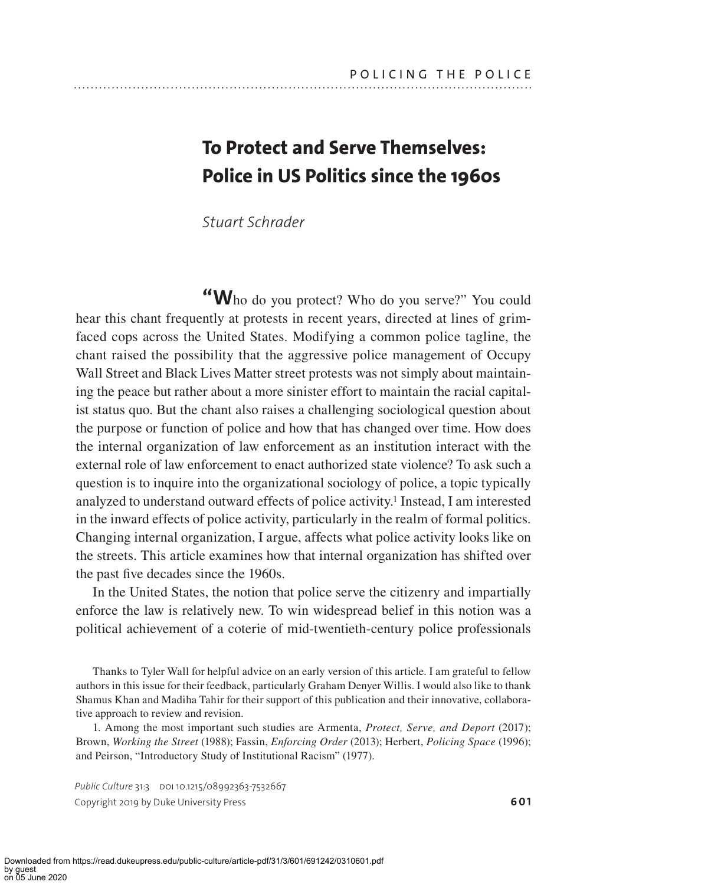# To Protect and Serve Themselves: Police in US Politics since the 1960s

*Stuart Schrader*

"Who do you protect? Who do you serve?" You could hear this chant frequently at protests in recent years, directed at lines of grim-faced cops across the United States. Modifying a common police tagline, the chant raised the possibility that the aggressive police management of Occupy Wall Street and Black Lives Matter street protests was not simply about maintaining the peace but rather about a more sinister effort to maintain the racial capitalist status quo. But the chant also raises a challenging sociological question about the purpose or function of police and how that has changed over time. How does the internal organization of law enforcement as an institution interact with the external role of law enforcement to enact authorized state violence? To ask such a question is to inquire into the organizational sociology of police, a topic typically analyzed to understand outward effects of police activity.[1] Instead, I am interested in the inward effects of police activity, particularly in the realm of formal politics. Changing internal organization, I argue, affects what police activity looks like on the streets. This article examines how that internal organization has shifted over the past five decades since the 1960s.

In the United States, the notion that police serve the citizenry and impartially enforce the law is relatively new. To win widespread belief in this notion was a political achievement of a coterie of mid-twentieth-century police professionals

Thanks to Tyler Wall for helpful advice on an early version of this article. I am grateful to fellow authors in this issue for their feedback, particularly Graham Denyer Willis. I would also like to thank Shamus Khan and Madiha Tahir for their support of this publication and their innovative, collaborative approach to review and revision.

1. Among the most important such studies are Armenta, *Protect, Serve, and Deport* (2017); Brown, *Working the Street* (1988); Fassin, *Enforcing Order* (2013); Herbert, *Policing Space* (1996); and Peirson, "Introductory Study of Institutional Racism" (1977).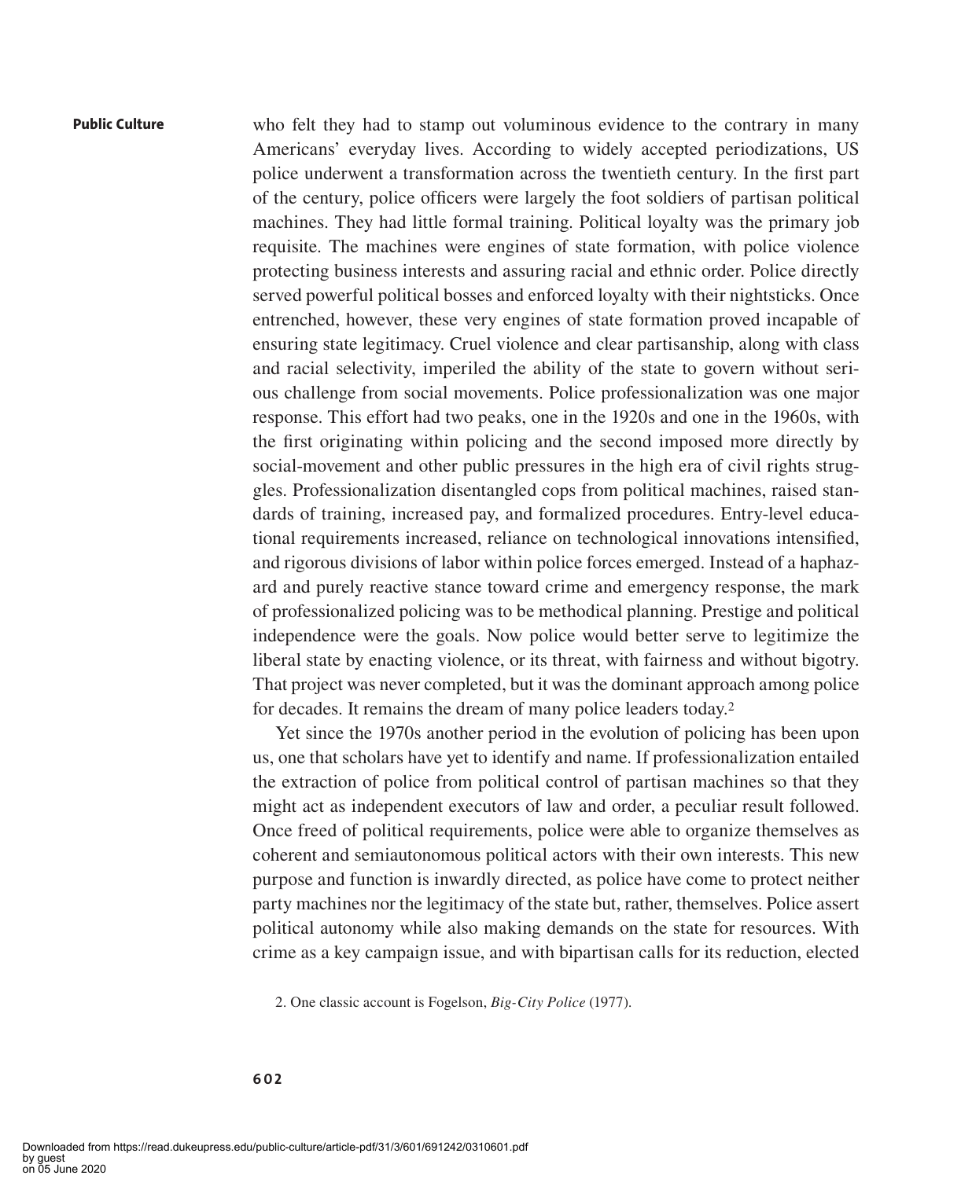who felt they had to stamp out voluminous evidence to the contrary in many Americans' everyday lives. According to widely accepted periodizations, US police underwent a transformation across the twentieth century. In the first part of the century, police officers were largely the foot soldiers of partisan political machines. They had little formal training. Political loyalty was the primary job requisite. The machines were engines of state formation, with police violence protecting business interests and assuring racial and ethnic order. Police directly served powerful political bosses and enforced loyalty with their nightsticks. Once entrenched, however, these very engines of state formation proved incapable of ensuring state legitimacy. Cruel violence and clear partisanship, along with class and racial selectivity, imperiled the ability of the state to govern without serious challenge from social movements. Police professionalization was one major response. This effort had two peaks, one in the 1920s and one in the 1960s, with the first originating within policing and the second imposed more directly by social-movement and other public pressures in the high era of civil rights struggles. Professionalization disentangled cops from political machines, raised standards of training, increased pay, and formalized procedures. Entry-level educational requirements increased, reliance on technological innovations intensified, and rigorous divisions of labor within police forces emerged. Instead of a haphazard and purely reactive stance toward crime and emergency response, the mark of professionalized policing was to be methodical planning. Prestige and political independence were the goals. Now police would better serve to legitimize the liberal state by enacting violence, or its threat, with fairness and without bigotry. That project was never completed, but it was the dominant approach among police for decades. It remains the dream of many police leaders today.[2]

Yet since the 1970s another period in the evolution of policing has been upon us, one that scholars have yet to identify and name. If professionalization entailed the extraction of police from political control of partisan machines so that they might act as independent executors of law and order, a peculiar result followed. Once freed of political requirements, police were able to organize themselves as coherent and semiautonomous political actors with their own interests. This new purpose and function is inwardly directed, as police have come to protect neither party machines nor the legitimacy of the state but, rather, themselves. Police assert political autonomy while also making demands on the state for resources. With crime as a key campaign issue, and with bipartisan calls for its reduction, elected

2. One classic account is Fogelson, *Big-City Police* (1977).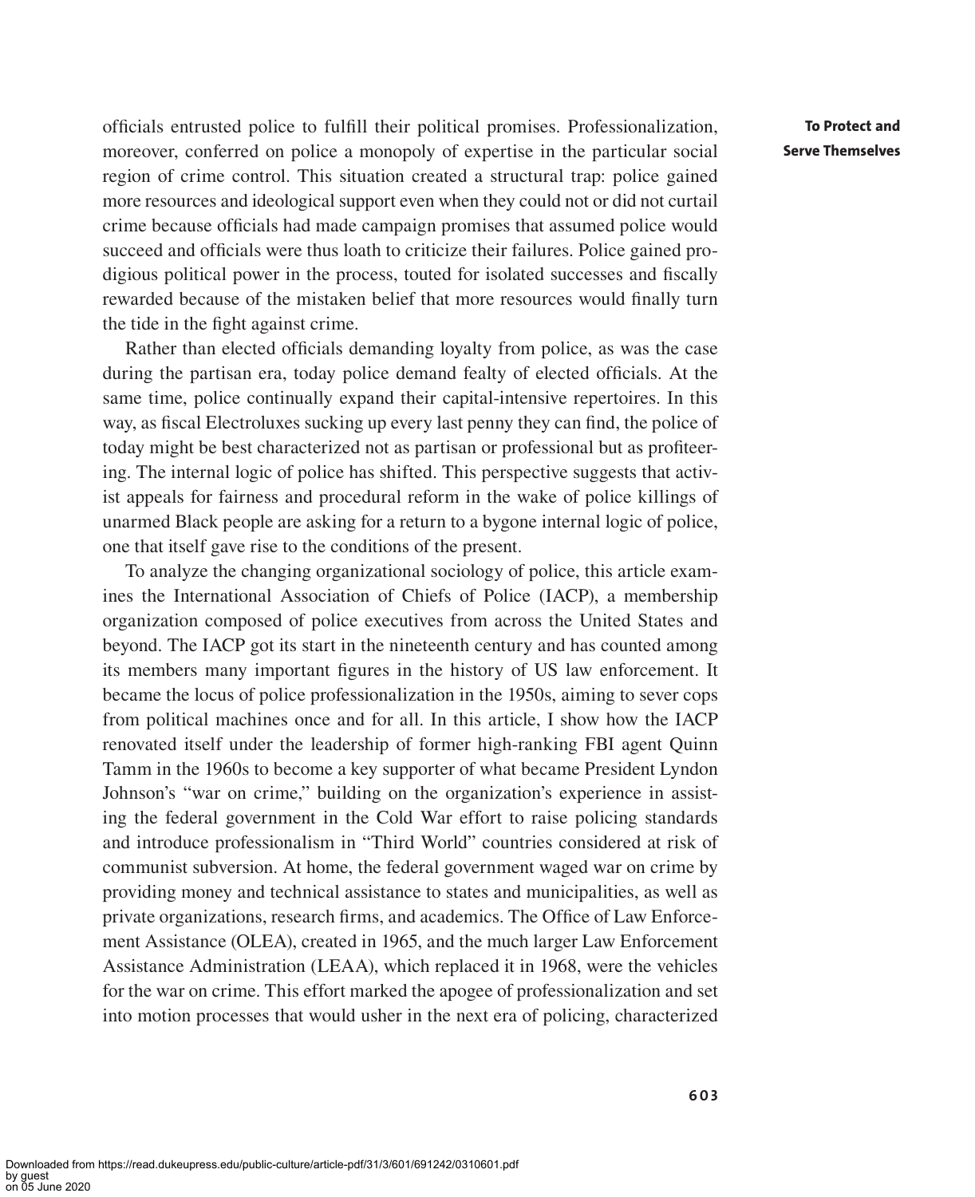officials entrusted police to fulfill their political promises. Professionalization, moreover, conferred on police a monopoly of expertise in the particular social region of crime control. This situation created a structural trap: police gained more resources and ideological support even when they could not or did not curtail crime because officials had made campaign promises that assumed police would succeed and officials were thus loath to criticize their failures. Police gained prodigious political power in the process, touted for isolated successes and fiscally rewarded because of the mistaken belief that more resources would finally turn the tide in the fight against crime.

Rather than elected officials demanding loyalty from police, as was the case during the partisan era, today police demand fealty of elected officials. At the same time, police continually expand their capital-intensive repertoires. In this way, as fiscal Electroluxes sucking up every last penny they can find, the police of today might be best characterized not as partisan or professional but as profiteering. The internal logic of police has shifted. This perspective suggests that activist appeals for fairness and procedural reform in the wake of police killings of unarmed Black people are asking for a return to a bygone internal logic of police, one that itself gave rise to the conditions of the present.

To analyze the changing organizational sociology of police, this article examines the International Association of Chiefs of Police (IACP), a membership organization composed of police executives from across the United States and beyond. The IACP got its start in the nineteenth century and has counted among its members many important figures in the history of US law enforcement. It became the locus of police professionalization in the 1950s, aiming to sever cops from political machines once and for all. In this article, I show how the IACP renovated itself under the leadership of former high-ranking FBI agent Quinn Tamm in the 1960s to become a key supporter of what became President Lyndon Johnson's "war on crime," building on the organization's experience in assisting the federal government in the Cold War effort to raise policing standards and introduce professionalism in "Third World" countries considered at risk of communist subversion. At home, the federal government waged war on crime by providing money and technical assistance to states and municipalities, as well as private organizations, research firms, and academics. The Office of Law Enforcement Assistance (OLEA), created in 1965, and the much larger Law Enforcement Assistance Administration (LEAA), which replaced it in 1968, were the vehicles for the war on crime. This effort marked the apogee of professionalization and set into motion processes that would usher in the next era of policing, characterized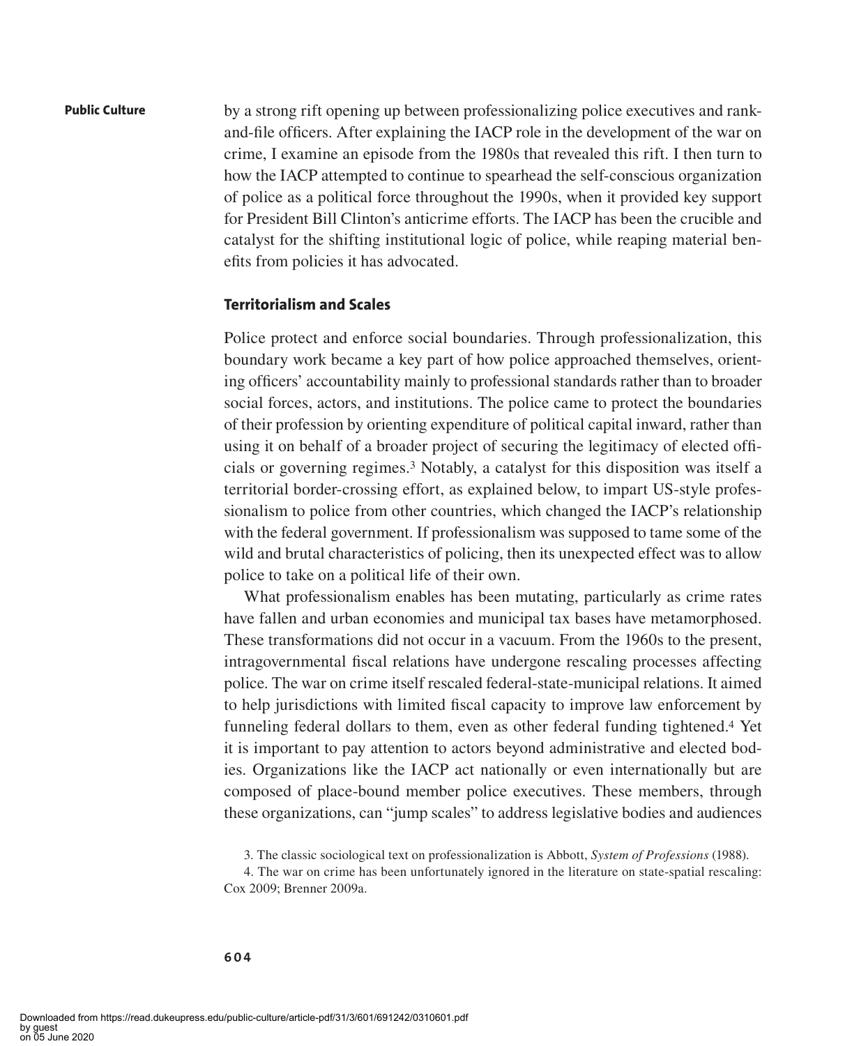by a strong rift opening up between professionalizing police executives and rank-and-file officers. After explaining the IACP role in the development of the war on crime, I examine an episode from the 1980s that revealed this rift. I then turn to how the IACP attempted to continue to spearhead the self-conscious organization of police as a political force throughout the 1990s, when it provided key support for President Bill Clinton's anticrime efforts. The IACP has been the crucible and catalyst for the shifting institutional logic of police, while reaping material benefits from policies it has advocated.

## Territorialism and Scales

Police protect and enforce social boundaries. Through professionalization, this boundary work became a key part of how police approached themselves, orienting officers' accountability mainly to professional standards rather than to broader social forces, actors, and institutions. The police came to protect the boundaries of their profession by orienting expenditure of political capital inward, rather than using it on behalf of a broader project of securing the legitimacy of elected officials or governing regimes.[3] Notably, a catalyst for this disposition was itself a territorial border-crossing effort, as explained below, to impart US-style professionalism to police from other countries, which changed the IACP's relationship with the federal government. If professionalism was supposed to tame some of the wild and brutal characteristics of policing, then its unexpected effect was to allow police to take on a political life of their own.

What professionalism enables has been mutating, particularly as crime rates have fallen and urban economies and municipal tax bases have metamorphosed. These transformations did not occur in a vacuum. From the 1960s to the present, intragovernmental fiscal relations have undergone rescaling processes affecting police. The war on crime itself rescaled federal-state-municipal relations. It aimed to help jurisdictions with limited fiscal capacity to improve law enforcement by funneling federal dollars to them, even as other federal funding tightened.[4] Yet it is important to pay attention to actors beyond administrative and elected bodies. Organizations like the IACP act nationally or even internationally but are composed of place-bound member police executives. These members, through these organizations, can "jump scales" to address legislative bodies and audiences

3. The classic sociological text on professionalization is Abbott, *System of Professions* (1988).

4. The war on crime has been unfortunately ignored in the literature on state-spatial rescaling: Cox 2009; Brenner 2009a.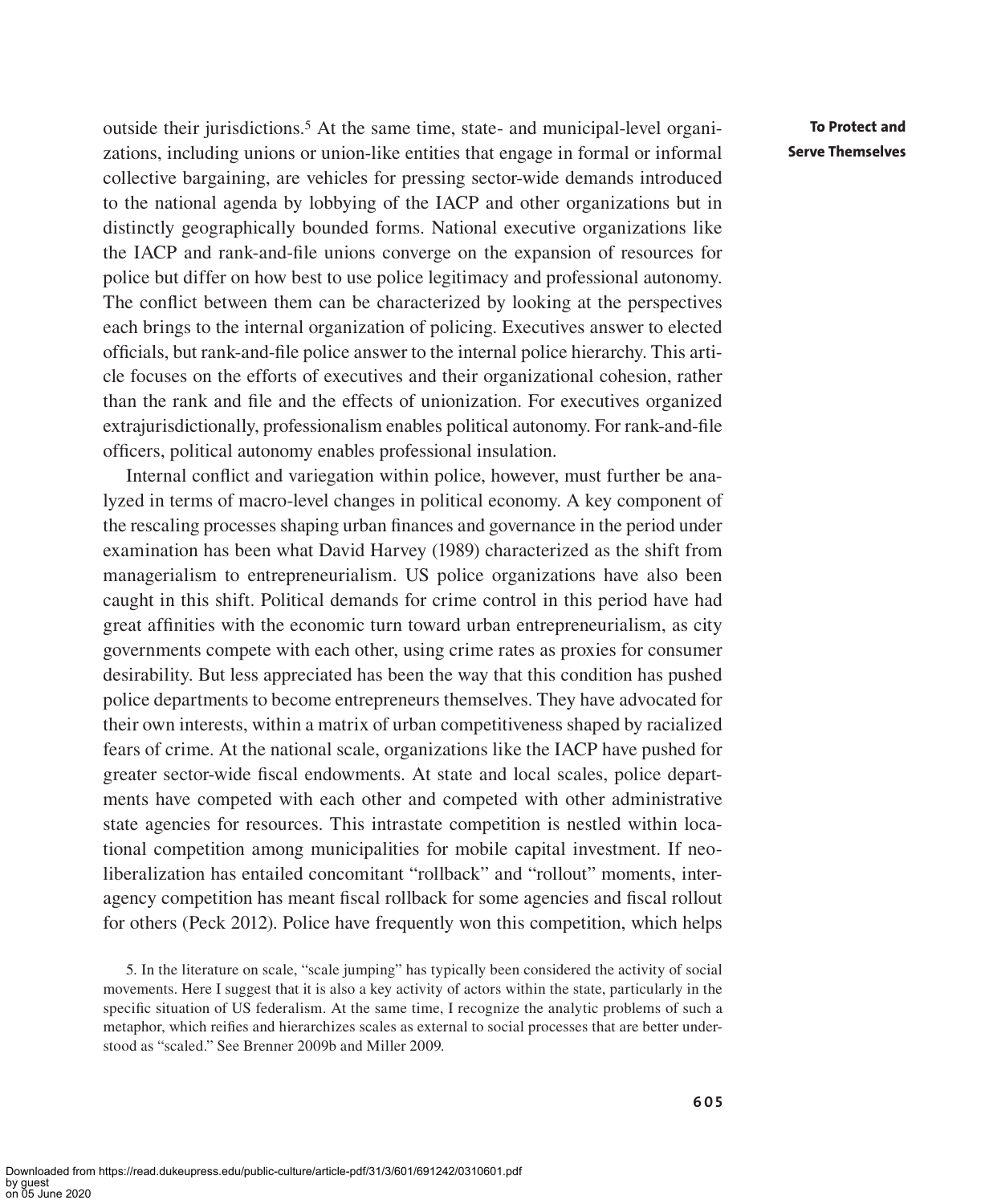outside their jurisdictions.[5] At the same time, state- and municipal-level organizations, including unions or union-like entities that engage in formal or informal collective bargaining, are vehicles for pressing sector-wide demands introduced to the national agenda by lobbying of the IACP and other organizations but in distinctly geographically bounded forms. National executive organizations like the IACP and rank-and-file unions converge on the expansion of resources for police but differ on how best to use police legitimacy and professional autonomy. The conflict between them can be characterized by looking at the perspectives each brings to the internal organization of policing. Executives answer to elected officials, but rank-and-file police answer to the internal police hierarchy. This article focuses on the efforts of executives and their organizational cohesion, rather than the rank and file and the effects of unionization. For executives organized extrajurisdictionally, professionalism enables political autonomy. For rank-and-file officers, political autonomy enables professional insulation.

Internal conflict and variegation within police, however, must further be analyzed in terms of macro-level changes in political economy. A key component of the rescaling processes shaping urban finances and governance in the period under examination has been what David Harvey (1989) characterized as the shift from managerialism to entrepreneurialism. US police organizations have also been caught in this shift. Political demands for crime control in this period have had great affinities with the economic turn toward urban entrepreneurialism, as city governments compete with each other, using crime rates as proxies for consumer desirability. But less appreciated has been the way that this condition has pushed police departments to become entrepreneurs themselves. They have advocated for their own interests, within a matrix of urban competitiveness shaped by racialized fears of crime. At the national scale, organizations like the IACP have pushed for greater sector-wide fiscal endowments. At state and local scales, police departments have competed with each other and competed with other administrative state agencies for resources. This intrastate competition is nestled within locational competition among municipalities for mobile capital investment. If neoliberalization has entailed concomitant "rollback" and "rollout" moments, interagency competition has meant fiscal rollback for some agencies and fiscal rollout for others (Peck 2012). Police have frequently won this competition, which helps

5. In the literature on scale, "scale jumping" has typically been considered the activity of social movements. Here I suggest that it is also a key activity of actors within the state, particularly in the specific situation of US federalism. At the same time, I recognize the analytic problems of such a metaphor, which reifies and hierarchizes scales as external to social processes that are better understood as "scaled." See Brenner 2009b and Miller 2009.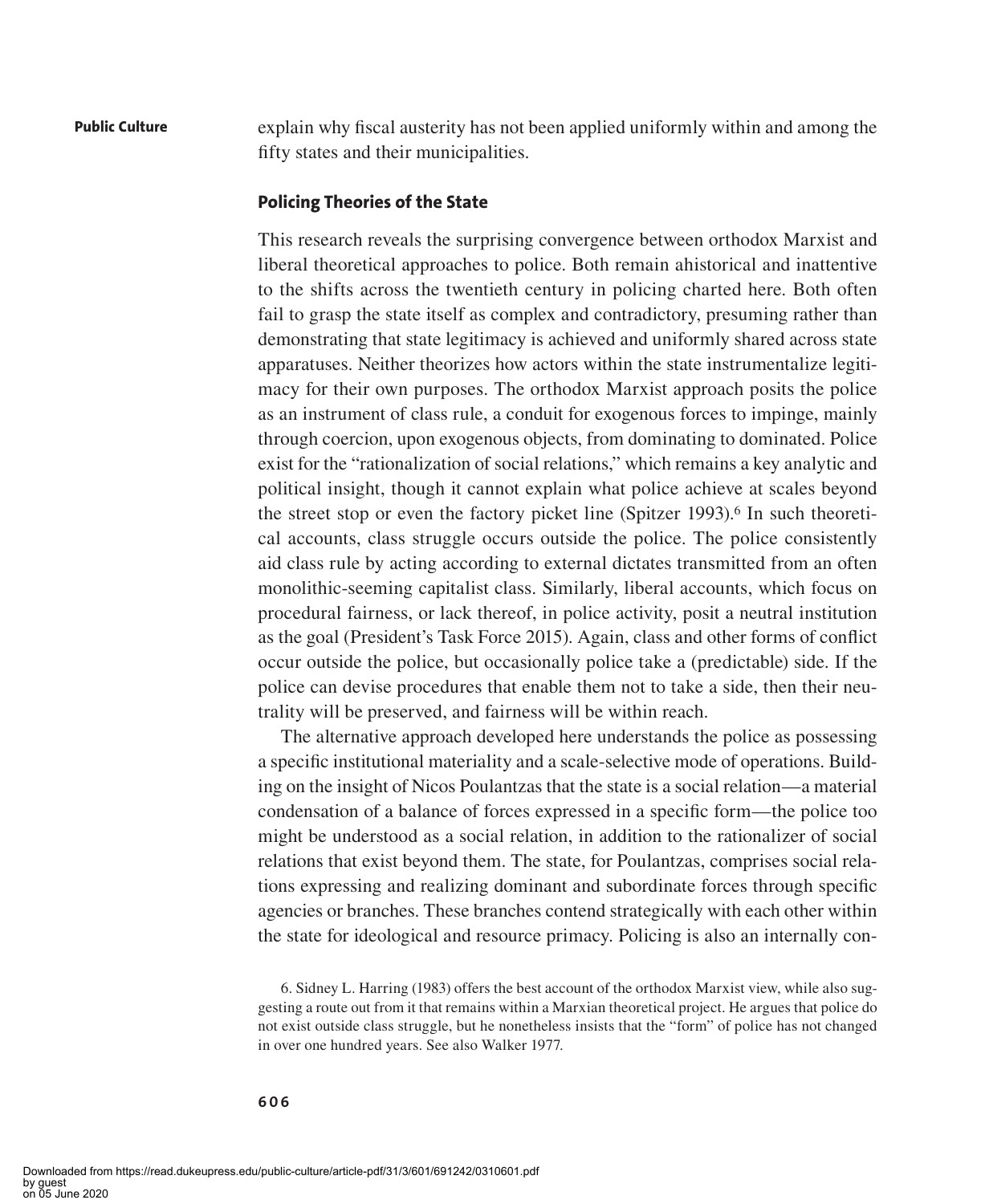explain why fiscal austerity has not been applied uniformly within and among the fifty states and their municipalities.

## Policing Theories of the State

This research reveals the surprising convergence between orthodox Marxist and liberal theoretical approaches to police. Both remain ahistorical and inattentive to the shifts across the twentieth century in policing charted here. Both often fail to grasp the state itself as complex and contradictory, presuming rather than demonstrating that state legitimacy is achieved and uniformly shared across state apparatuses. Neither theorizes how actors within the state instrumentalize legitimacy for their own purposes. The orthodox Marxist approach posits the police as an instrument of class rule, a conduit for exogenous forces to impinge, mainly through coercion, upon exogenous objects, from dominating to dominated. Police exist for the "rationalization of social relations," which remains a key analytic and political insight, though it cannot explain what police achieve at scales beyond the street stop or even the factory picket line (Spitzer 1993).[6] In such theoretical accounts, class struggle occurs outside the police. The police consistently aid class rule by acting according to external dictates transmitted from an often monolithic-seeming capitalist class. Similarly, liberal accounts, which focus on procedural fairness, or lack thereof, in police activity, posit a neutral institution as the goal (President's Task Force 2015). Again, class and other forms of conflict occur outside the police, but occasionally police take a (predictable) side. If the police can devise procedures that enable them not to take a side, then their neutrality will be preserved, and fairness will be within reach.

The alternative approach developed here understands the police as possessing a specific institutional materiality and a scale-selective mode of operations. Building on the insight of Nicos Poulantzas that the state is a social relation—a material condensation of a balance of forces expressed in a specific form—the police too might be understood as a social relation, in addition to the rationalizer of social relations that exist beyond them. The state, for Poulantzas, comprises social relations expressing and realizing dominant and subordinate forces through specific agencies or branches. These branches contend strategically with each other within the state for ideological and resource primacy. Policing is also an internally con-

6. Sidney L. Harring (1983) offers the best account of the orthodox Marxist view, while also suggesting a route out from it that remains within a Marxian theoretical project. He argues that police do not exist outside class struggle, but he nonetheless insists that the "form" of police has not changed in over one hundred years. See also Walker 1977.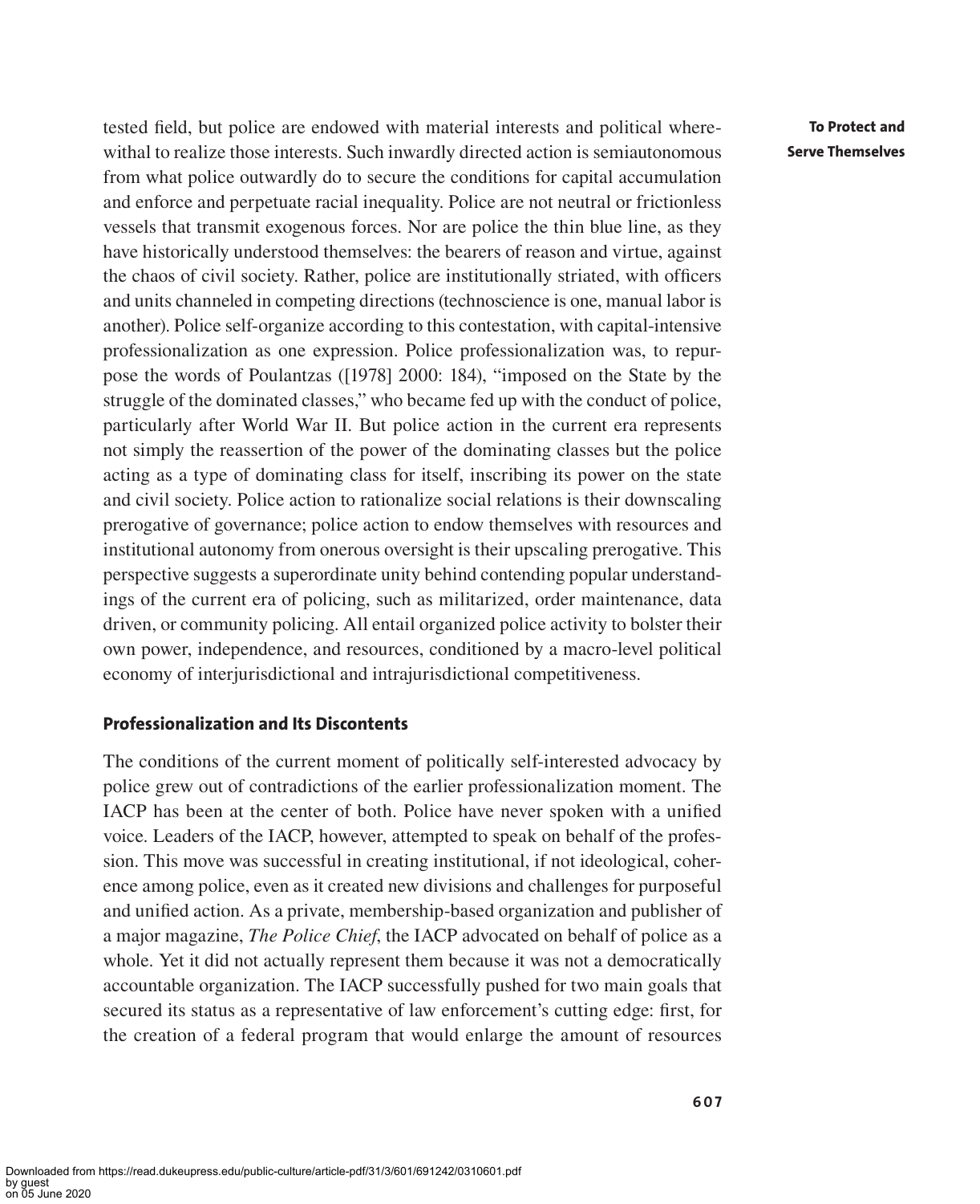tested field, but police are endowed with material interests and political wherewithal to realize those interests. Such inwardly directed action is semiautonomous from what police outwardly do to secure the conditions for capital accumulation and enforce and perpetuate racial inequality. Police are not neutral or frictionless vessels that transmit exogenous forces. Nor are police the thin blue line, as they have historically understood themselves: the bearers of reason and virtue, against the chaos of civil society. Rather, police are institutionally striated, with officers and units channeled in competing directions (technoscience is one, manual labor is another). Police self-organize according to this contestation, with capital-intensive professionalization as one expression. Police professionalization was, to repurpose the words of Poulantzas ([1978] 2000: 184), "imposed on the State by the struggle of the dominated classes," who became fed up with the conduct of police, particularly after World War II. But police action in the current era represents not simply the reassertion of the power of the dominating classes but the police acting as a type of dominating class for itself, inscribing its power on the state and civil society. Police action to rationalize social relations is their downscaling prerogative of governance; police action to endow themselves with resources and institutional autonomy from onerous oversight is their upscaling prerogative. This perspective suggests a superordinate unity behind contending popular understandings of the current era of policing, such as militarized, order maintenance, data driven, or community policing. All entail organized police activity to bolster their own power, independence, and resources, conditioned by a macro-level political economy of interjurisdictional and intrajurisdictional competitiveness.

## Professionalization and Its Discontents

The conditions of the current moment of politically self-interested advocacy by police grew out of contradictions of the earlier professionalization moment. The IACP has been at the center of both. Police have never spoken with a unified voice. Leaders of the IACP, however, attempted to speak on behalf of the profession. This move was successful in creating institutional, if not ideological, coherence among police, even as it created new divisions and challenges for purposeful and unified action. As a private, membership-based organization and publisher of a major magazine, *The Police Chief*, the IACP advocated on behalf of police as a whole. Yet it did not actually represent them because it was not a democratically accountable organization. The IACP successfully pushed for two main goals that secured its status as a representative of law enforcement's cutting edge: first, for the creation of a federal program that would enlarge the amount of resources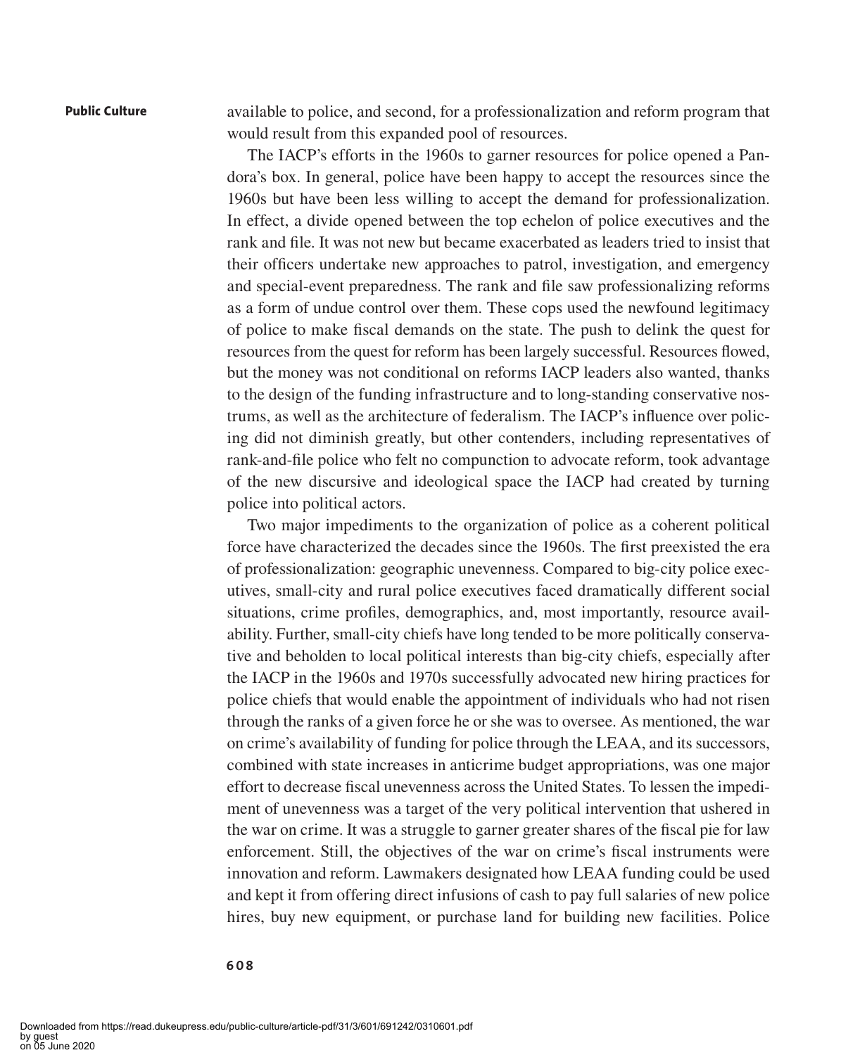available to police, and second, for a professionalization and reform program that would result from this expanded pool of resources.

The IACP's efforts in the 1960s to garner resources for police opened a Pandora's box. In general, police have been happy to accept the resources since the 1960s but have been less willing to accept the demand for professionalization. In effect, a divide opened between the top echelon of police executives and the rank and file. It was not new but became exacerbated as leaders tried to insist that their officers undertake new approaches to patrol, investigation, and emergency and special-event preparedness. The rank and file saw professionalizing reforms as a form of undue control over them. These cops used the newfound legitimacy of police to make fiscal demands on the state. The push to delink the quest for resources from the quest for reform has been largely successful. Resources flowed, but the money was not conditional on reforms IACP leaders also wanted, thanks to the design of the funding infrastructure and to long-standing conservative nostrums, as well as the architecture of federalism. The IACP's influence over policing did not diminish greatly, but other contenders, including representatives of rank-and-file police who felt no compunction to advocate reform, took advantage of the new discursive and ideological space the IACP had created by turning police into political actors.

Two major impediments to the organization of police as a coherent political force have characterized the decades since the 1960s. The first preexisted the era of professionalization: geographic unevenness. Compared to big-city police executives, small-city and rural police executives faced dramatically different social situations, crime profiles, demographics, and, most importantly, resource availability. Further, small-city chiefs have long tended to be more politically conservative and beholden to local political interests than big-city chiefs, especially after the IACP in the 1960s and 1970s successfully advocated new hiring practices for police chiefs that would enable the appointment of individuals who had not risen through the ranks of a given force he or she was to oversee. As mentioned, the war on crime's availability of funding for police through the LEAA, and its successors, combined with state increases in anticrime budget appropriations, was one major effort to decrease fiscal unevenness across the United States. To lessen the impediment of unevenness was a target of the very political intervention that ushered in the war on crime. It was a struggle to garner greater shares of the fiscal pie for law enforcement. Still, the objectives of the war on crime's fiscal instruments were innovation and reform. Lawmakers designated how LEAA funding could be used and kept it from offering direct infusions of cash to pay full salaries of new police hires, buy new equipment, or purchase land for building new facilities. Police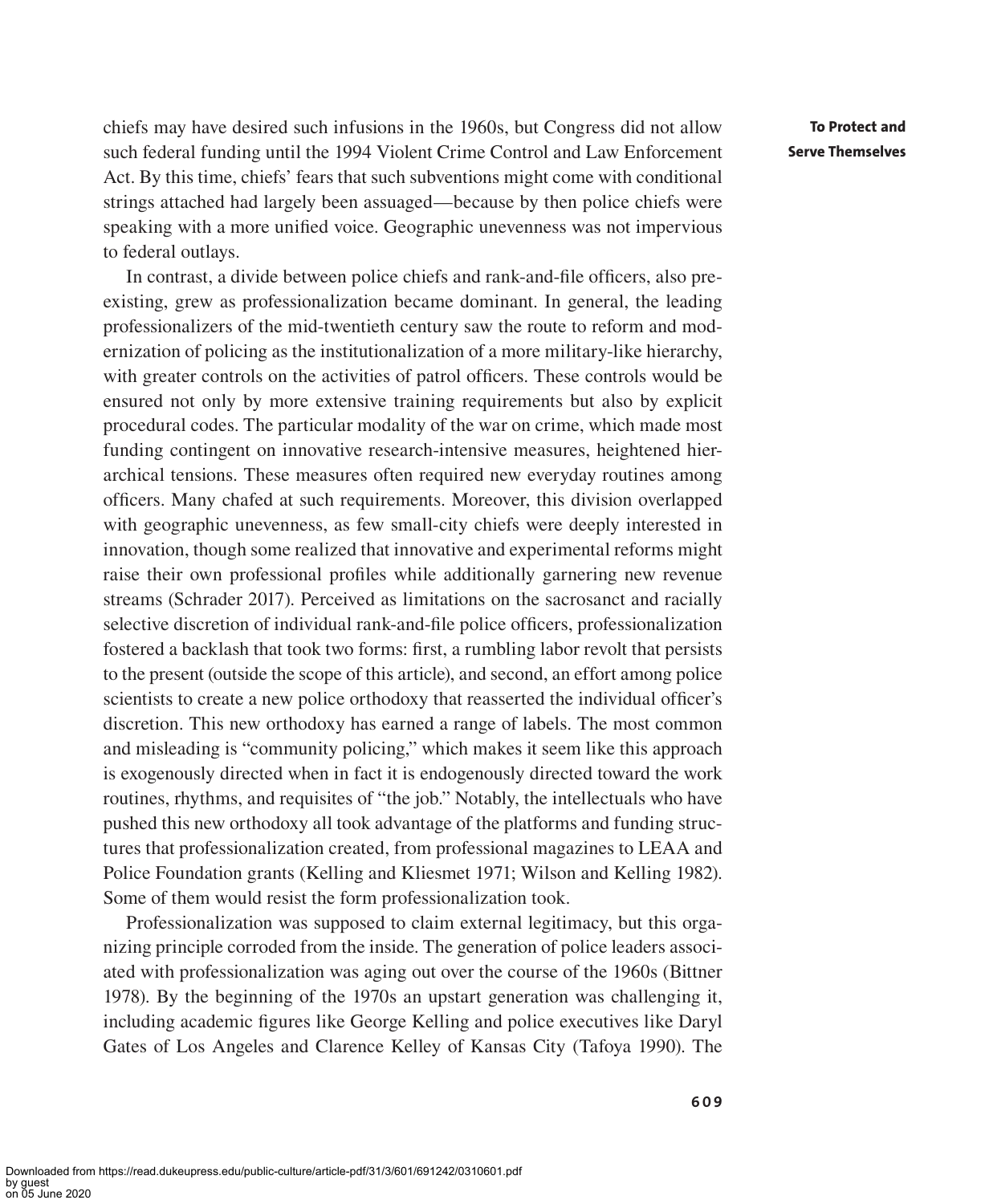chiefs may have desired such infusions in the 1960s, but Congress did not allow such federal funding until the 1994 Violent Crime Control and Law Enforcement Act. By this time, chiefs' fears that such subventions might come with conditional strings attached had largely been assuaged—because by then police chiefs were speaking with a more unified voice. Geographic unevenness was not impervious to federal outlays.

In contrast, a divide between police chiefs and rank-and-file officers, also preexisting, grew as professionalization became dominant. In general, the leading professionalizers of the mid-twentieth century saw the route to reform and modernization of policing as the institutionalization of a more military-like hierarchy, with greater controls on the activities of patrol officers. These controls would be ensured not only by more extensive training requirements but also by explicit procedural codes. The particular modality of the war on crime, which made most funding contingent on innovative research-intensive measures, heightened hierarchical tensions. These measures often required new everyday routines among officers. Many chafed at such requirements. Moreover, this division overlapped with geographic unevenness, as few small-city chiefs were deeply interested in innovation, though some realized that innovative and experimental reforms might raise their own professional profiles while additionally garnering new revenue streams (Schrader 2017). Perceived as limitations on the sacrosanct and racially selective discretion of individual rank-and-file police officers, professionalization fostered a backlash that took two forms: first, a rumbling labor revolt that persists to the present (outside the scope of this article), and second, an effort among police scientists to create a new police orthodoxy that reasserted the individual officer's discretion. This new orthodoxy has earned a range of labels. The most common and misleading is "community policing," which makes it seem like this approach is exogenously directed when in fact it is endogenously directed toward the work routines, rhythms, and requisites of "the job." Notably, the intellectuals who have pushed this new orthodoxy all took advantage of the platforms and funding structures that professionalization created, from professional magazines to LEAA and Police Foundation grants (Kelling and Kliesmet 1971; Wilson and Kelling 1982). Some of them would resist the form professionalization took.

Professionalization was supposed to claim external legitimacy, but this organizing principle corroded from the inside. The generation of police leaders associated with professionalization was aging out over the course of the 1960s (Bittner 1978). By the beginning of the 1970s an upstart generation was challenging it, including academic figures like George Kelling and police executives like Daryl Gates of Los Angeles and Clarence Kelley of Kansas City (Tafoya 1990). The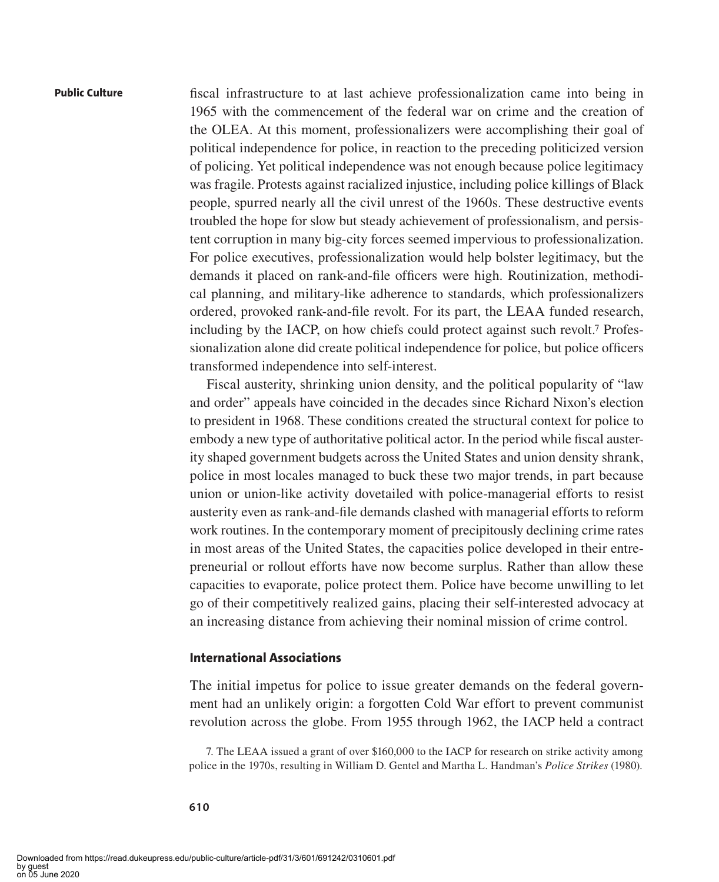fiscal infrastructure to at last achieve professionalization came into being in 1965 with the commencement of the federal war on crime and the creation of the OLEA. At this moment, professionalizers were accomplishing their goal of political independence for police, in reaction to the preceding politicized version of policing. Yet political independence was not enough because police legitimacy was fragile. Protests against racialized injustice, including police killings of Black people, spurred nearly all the civil unrest of the 1960s. These destructive events troubled the hope for slow but steady achievement of professionalism, and persistent corruption in many big-city forces seemed impervious to professionalization. For police executives, professionalization would help bolster legitimacy, but the demands it placed on rank-and-file officers were high. Routinization, methodical planning, and military-like adherence to standards, which professionalizers ordered, provoked rank-and-file revolt. For its part, the LEAA funded research, including by the IACP, on how chiefs could protect against such revolt.[7] Professionalization alone did create political independence for police, but police officers transformed independence into self-interest.

Fiscal austerity, shrinking union density, and the political popularity of "law and order" appeals have coincided in the decades since Richard Nixon's election to president in 1968. These conditions created the structural context for police to embody a new type of authoritative political actor. In the period while fiscal austerity shaped government budgets across the United States and union density shrank, police in most locales managed to buck these two major trends, in part because union or union-like activity dovetailed with police-managerial efforts to resist austerity even as rank-and-file demands clashed with managerial efforts to reform work routines. In the contemporary moment of precipitously declining crime rates in most areas of the United States, the capacities police developed in their entrepreneurial or rollout efforts have now become surplus. Rather than allow these capacities to evaporate, police protect them. Police have become unwilling to let go of their competitively realized gains, placing their self-interested advocacy at an increasing distance from achieving their nominal mission of crime control.

## International Associations

The initial impetus for police to issue greater demands on the federal government had an unlikely origin: a forgotten Cold War effort to prevent communist revolution across the globe. From 1955 through 1962, the IACP held a contract

7. The LEAA issued a grant of over $160,000 to the IACP for research on strike activity among police in the 1970s, resulting in William D. Gentel and Martha L. Handman's *Police Strikes* (1980).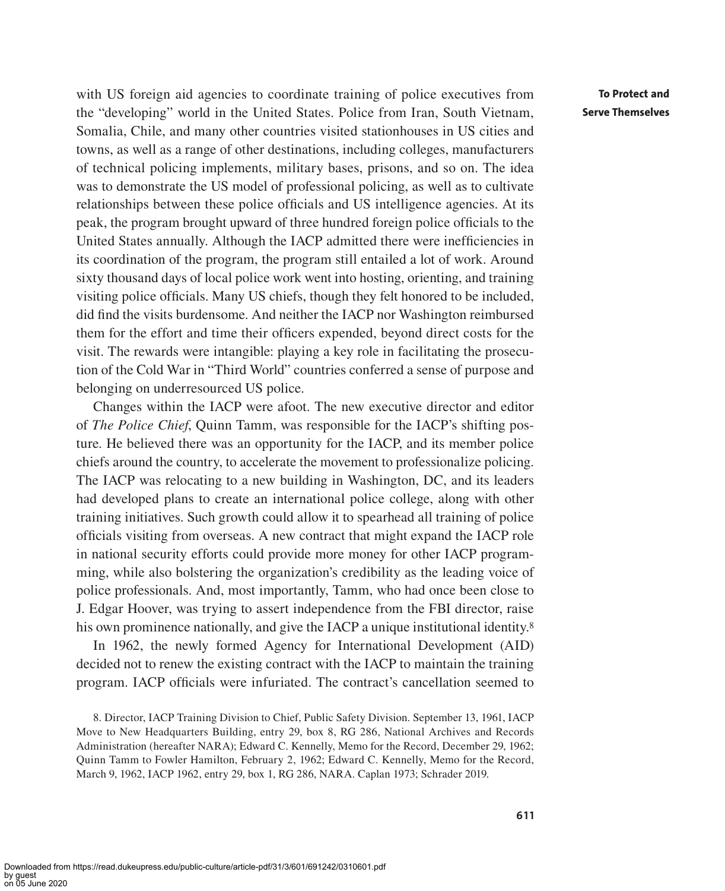with US foreign aid agencies to coordinate training of police executives from the "developing" world in the United States. Police from Iran, South Vietnam, Somalia, Chile, and many other countries visited stationhouses in US cities and towns, as well as a range of other destinations, including colleges, manufacturers of technical policing implements, military bases, prisons, and so on. The idea was to demonstrate the US model of professional policing, as well as to cultivate relationships between these police officials and US intelligence agencies. At its peak, the program brought upward of three hundred foreign police officials to the United States annually. Although the IACP admitted there were inefficiencies in its coordination of the program, the program still entailed a lot of work. Around sixty thousand days of local police work went into hosting, orienting, and training visiting police officials. Many US chiefs, though they felt honored to be included, did find the visits burdensome. And neither the IACP nor Washington reimbursed them for the effort and time their officers expended, beyond direct costs for the visit. The rewards were intangible: playing a key role in facilitating the prosecution of the Cold War in "Third World" countries conferred a sense of purpose and belonging on underresourced US police.

Changes within the IACP were afoot. The new executive director and editor of *The Police Chief*, Quinn Tamm, was responsible for the IACP's shifting posture. He believed there was an opportunity for the IACP, and its member police chiefs around the country, to accelerate the movement to professionalize policing. The IACP was relocating to a new building in Washington, DC, and its leaders had developed plans to create an international police college, along with other training initiatives. Such growth could allow it to spearhead all training of police officials visiting from overseas. A new contract that might expand the IACP role in national security efforts could provide more money for other IACP programming, while also bolstering the organization's credibility as the leading voice of police professionals. And, most importantly, Tamm, who had once been close to J. Edgar Hoover, was trying to assert independence from the FBI director, raise his own prominence nationally, and give the IACP a unique institutional identity.[8]

In 1962, the newly formed Agency for International Development (AID) decided not to renew the existing contract with the IACP to maintain the training program. IACP officials were infuriated. The contract's cancellation seemed to

8. Director, IACP Training Division to Chief, Public Safety Division. September 13, 1961, IACP Move to New Headquarters Building, entry 29, box 8, RG 286, National Archives and Records Administration (hereafter NARA); Edward C. Kennelly, Memo for the Record, December 29, 1962; Quinn Tamm to Fowler Hamilton, February 2, 1962; Edward C. Kennelly, Memo for the Record, March 9, 1962, IACP 1962, entry 29, box 1, RG 286, NARA. Caplan 1973; Schrader 2019.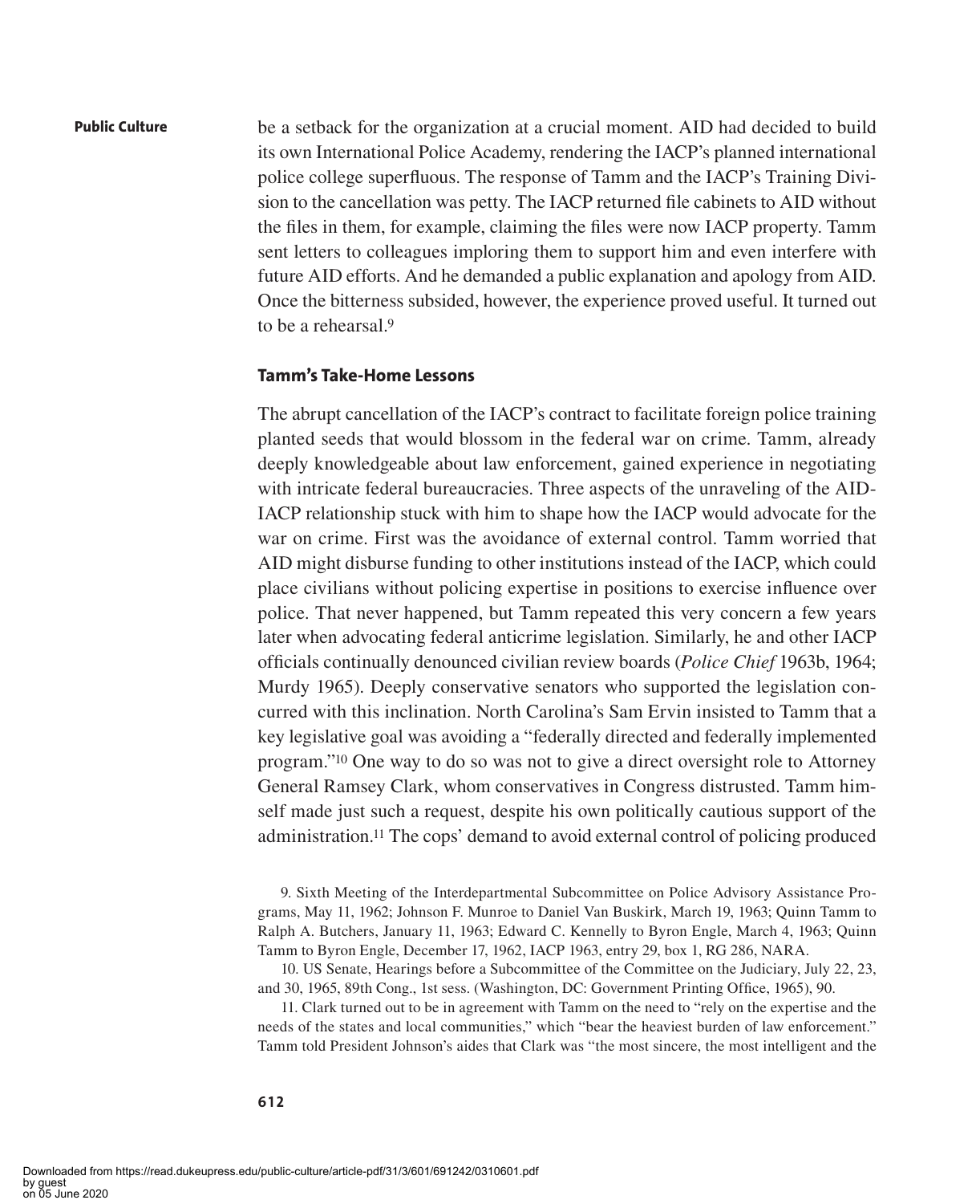be a setback for the organization at a crucial moment. AID had decided to build its own International Police Academy, rendering the IACP's planned international police college superfluous. The response of Tamm and the IACP's Training Division to the cancellation was petty. The IACP returned file cabinets to AID without the files in them, for example, claiming the files were now IACP property. Tamm sent letters to colleagues imploring them to support him and even interfere with future AID efforts. And he demanded a public explanation and apology from AID. Once the bitterness subsided, however, the experience proved useful. It turned out to be a rehearsal.[9]

## Tamm's Take-Home Lessons

The abrupt cancellation of the IACP's contract to facilitate foreign police training planted seeds that would blossom in the federal war on crime. Tamm, already deeply knowledgeable about law enforcement, gained experience in negotiating with intricate federal bureaucracies. Three aspects of the unraveling of the AID-IACP relationship stuck with him to shape how the IACP would advocate for the war on crime. First was the avoidance of external control. Tamm worried that AID might disburse funding to other institutions instead of the IACP, which could place civilians without policing expertise in positions to exercise influence over police. That never happened, but Tamm repeated this very concern a few years later when advocating federal anticrime legislation. Similarly, he and other IACP officials continually denounced civilian review boards (*Police Chief* 1963b, 1964; Murdy 1965). Deeply conservative senators who supported the legislation concurred with this inclination. North Carolina's Sam Ervin insisted to Tamm that a key legislative goal was avoiding a "federally directed and federally implemented program."[10] One way to do so was not to give a direct oversight role to Attorney General Ramsey Clark, whom conservatives in Congress distrusted. Tamm himself made just such a request, despite his own politically cautious support of the administration.[11] The cops' demand to avoid external control of policing produced

9. Sixth Meeting of the Interdepartmental Subcommittee on Police Advisory Assistance Programs, May 11, 1962; Johnson F. Munroe to Daniel Van Buskirk, March 19, 1963; Quinn Tamm to Ralph A. Butchers, January 11, 1963; Edward C. Kennelly to Byron Engle, March 4, 1963; Quinn Tamm to Byron Engle, December 17, 1962, IACP 1963, entry 29, box 1, RG 286, NARA.

10. US Senate, Hearings before a Subcommittee of the Committee on the Judiciary, July 22, 23, and 30, 1965, 89th Cong., 1st sess. (Washington, DC: Government Printing Office, 1965), 90.

11. Clark turned out to be in agreement with Tamm on the need to "rely on the expertise and the needs of the states and local communities," which "bear the heaviest burden of law enforcement." Tamm told President Johnson's aides that Clark was "the most sincere, the most intelligent and the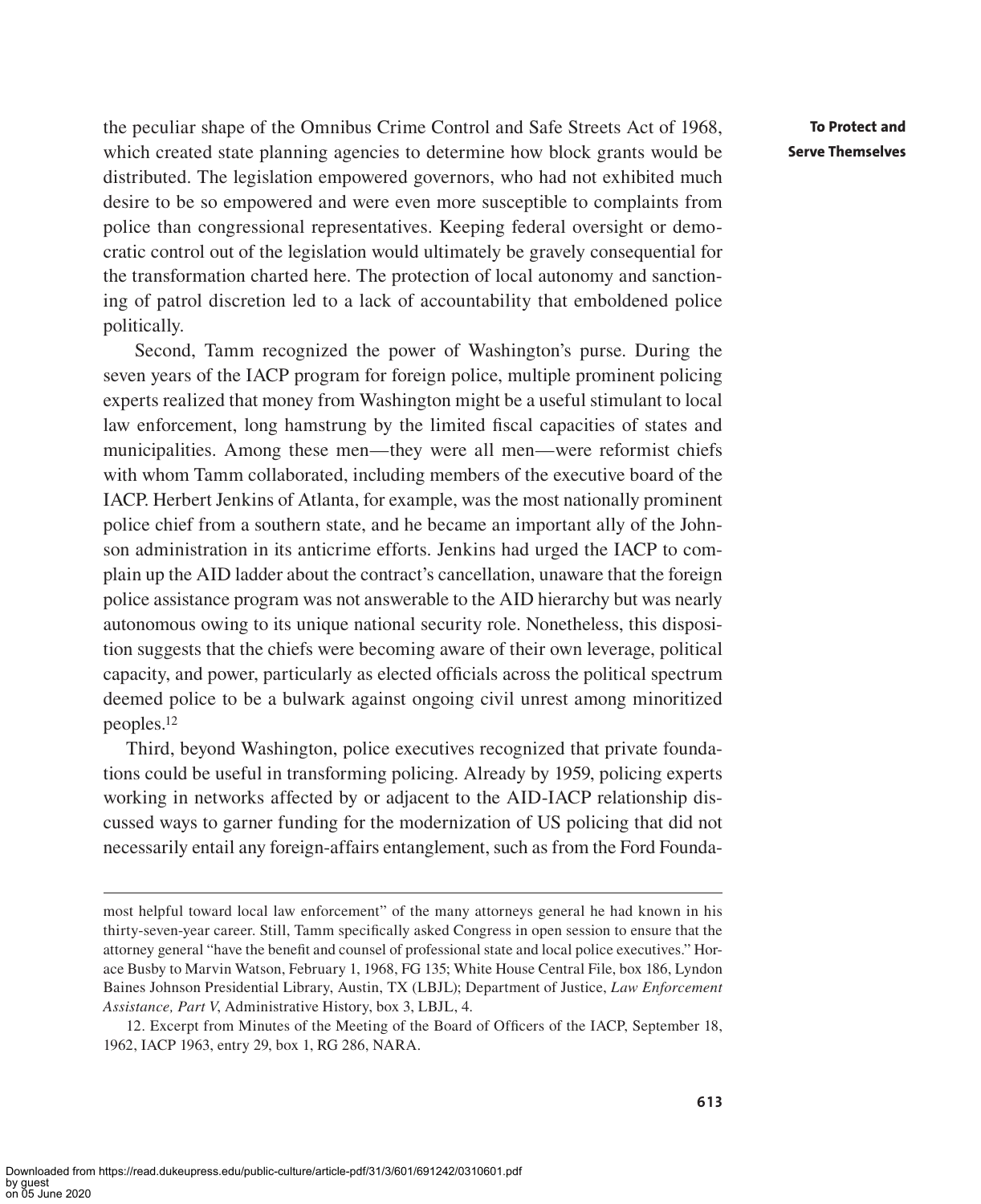the peculiar shape of the Omnibus Crime Control and Safe Streets Act of 1968, which created state planning agencies to determine how block grants would be distributed. The legislation empowered governors, who had not exhibited much desire to be so empowered and were even more susceptible to complaints from police than congressional representatives. Keeping federal oversight or democratic control out of the legislation would ultimately be gravely consequential for the transformation charted here. The protection of local autonomy and sanctioning of patrol discretion led to a lack of accountability that emboldened police politically.

Second, Tamm recognized the power of Washington's purse. During the seven years of the IACP program for foreign police, multiple prominent policing experts realized that money from Washington might be a useful stimulant to local law enforcement, long hamstrung by the limited fiscal capacities of states and municipalities. Among these men—they were all men—were reformist chiefs with whom Tamm collaborated, including members of the executive board of the IACP. Herbert Jenkins of Atlanta, for example, was the most nationally prominent police chief from a southern state, and he became an important ally of the Johnson administration in its anticrime efforts. Jenkins had urged the IACP to complain up the AID ladder about the contract's cancellation, unaware that the foreign police assistance program was not answerable to the AID hierarchy but was nearly autonomous owing to its unique national security role. Nonetheless, this disposition suggests that the chiefs were becoming aware of their own leverage, political capacity, and power, particularly as elected officials across the political spectrum deemed police to be a bulwark against ongoing civil unrest among minoritized peoples.[12]

Third, beyond Washington, police executives recognized that private foundations could be useful in transforming policing. Already by 1959, policing experts working in networks affected by or adjacent to the AID-IACP relationship discussed ways to garner funding for the modernization of US policing that did not necessarily entail any foreign-affairs entanglement, such as from the Ford Founda-

---

most helpful toward local law enforcement" of the many attorneys general he had known in his thirty-seven-year career. Still, Tamm specifically asked Congress in open session to ensure that the attorney general "have the benefit and counsel of professional state and local police executives." Horace Busby to Marvin Watson, February 1, 1968, FG 135; White House Central File, box 186, Lyndon Baines Johnson Presidential Library, Austin, TX (LBJL); Department of Justice, *Law Enforcement Assistance, Part V*, Administrative History, box 3, LBJL, 4.

12. Excerpt from Minutes of the Meeting of the Board of Officers of the IACP, September 18, 1962, IACP 1963, entry 29, box 1, RG 286, NARA.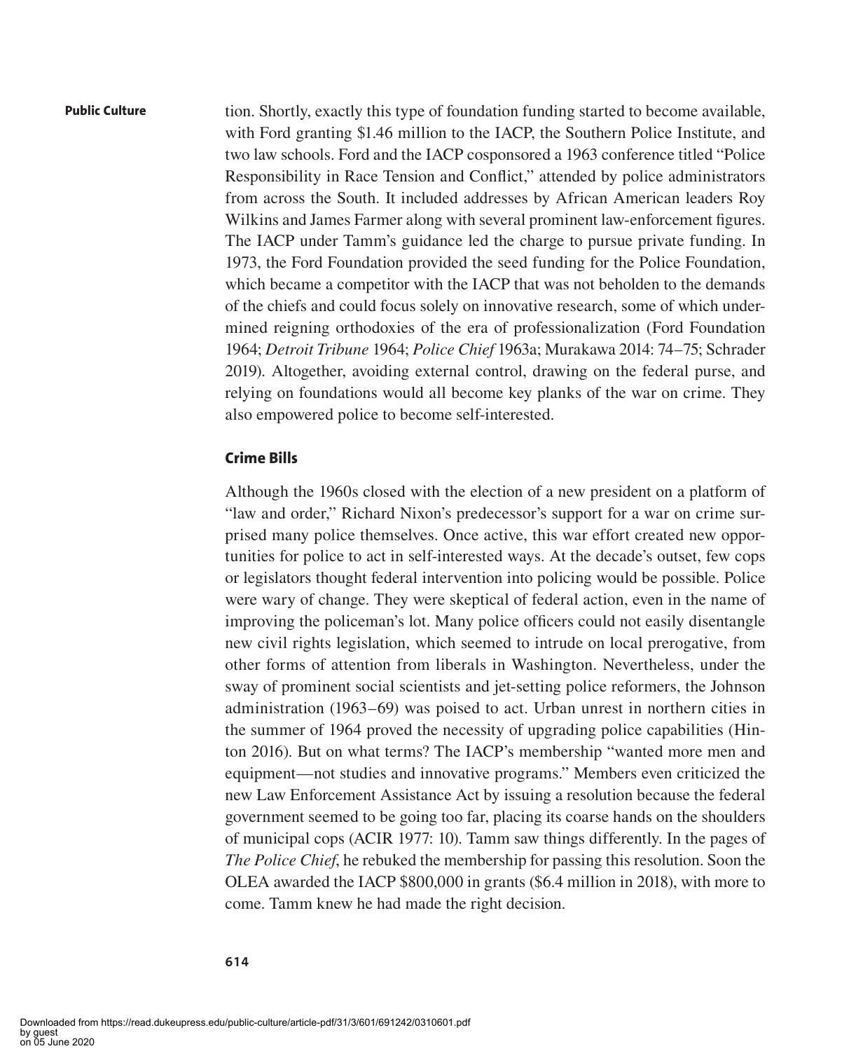tion. Shortly, exactly this type of foundation funding started to become available, with Ford granting $1.46 million to the IACP, the Southern Police Institute, and two law schools. Ford and the IACP cosponsored a 1963 conference titled "Police Responsibility in Race Tension and Conflict," attended by police administrators from across the South. It included addresses by African American leaders Roy Wilkins and James Farmer along with several prominent law-enforcement figures. The IACP under Tamm's guidance led the charge to pursue private funding. In 1973, the Ford Foundation provided the seed funding for the Police Foundation, which became a competitor with the IACP that was not beholden to the demands of the chiefs and could focus solely on innovative research, some of which undermined reigning orthodoxies of the era of professionalization (Ford Foundation 1964; *Detroit Tribune* 1964; *Police Chief* 1963a; Murakawa 2014: 74–75; Schrader 2019). Altogether, avoiding external control, drawing on the federal purse, and relying on foundations would all become key planks of the war on crime. They also empowered police to become self-interested.

## Crime Bills

Although the 1960s closed with the election of a new president on a platform of "law and order," Richard Nixon's predecessor's support for a war on crime surprised many police themselves. Once active, this war effort created new opportunities for police to act in self-interested ways. At the decade's outset, few cops or legislators thought federal intervention into policing would be possible. Police were wary of change. They were skeptical of federal action, even in the name of improving the policeman's lot. Many police officers could not easily disentangle new civil rights legislation, which seemed to intrude on local prerogative, from other forms of attention from liberals in Washington. Nevertheless, under the sway of prominent social scientists and jet-setting police reformers, the Johnson administration (1963–69) was poised to act. Urban unrest in northern cities in the summer of 1964 proved the necessity of upgrading police capabilities (Hinton 2016). But on what terms? The IACP's membership "wanted more men and equipment—not studies and innovative programs." Members even criticized the new Law Enforcement Assistance Act by issuing a resolution because the federal government seemed to be going too far, placing its coarse hands on the shoulders of municipal cops (ACIR 1977: 10). Tamm saw things differently. In the pages of *The Police Chief*, he rebuked the membership for passing this resolution. Soon the OLEA awarded the IACP $800,000 in grants ($6.4 million in 2018), with more to come. Tamm knew he had made the right decision.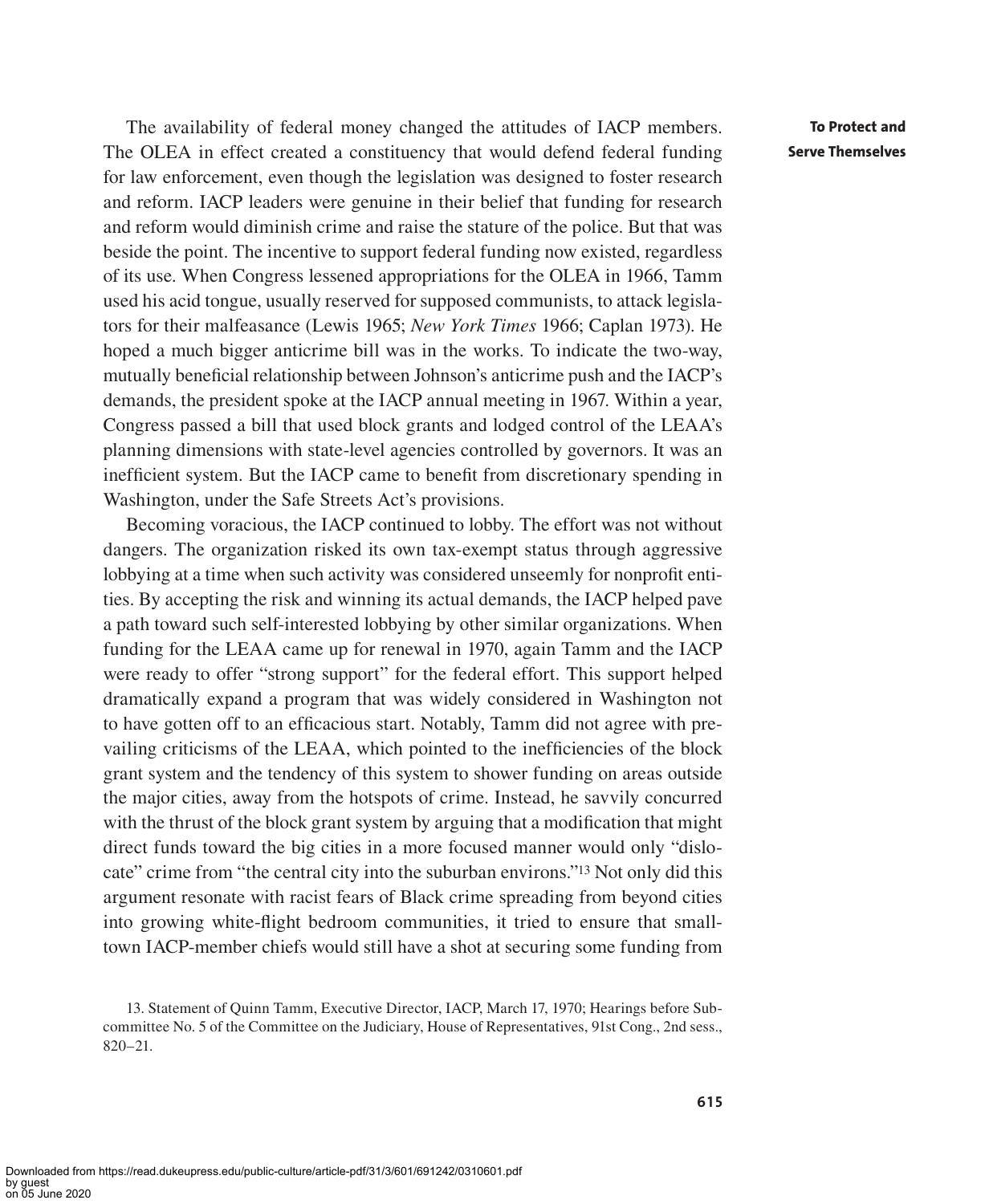The availability of federal money changed the attitudes of IACP members. The OLEA in effect created a constituency that would defend federal funding for law enforcement, even though the legislation was designed to foster research and reform. IACP leaders were genuine in their belief that funding for research and reform would diminish crime and raise the stature of the police. But that was beside the point. The incentive to support federal funding now existed, regardless of its use. When Congress lessened appropriations for the OLEA in 1966, Tamm used his acid tongue, usually reserved for supposed communists, to attack legislators for their malfeasance (Lewis 1965; *New York Times* 1966; Caplan 1973). He hoped a much bigger anticrime bill was in the works. To indicate the two-way, mutually beneficial relationship between Johnson's anticrime push and the IACP's demands, the president spoke at the IACP annual meeting in 1967. Within a year, Congress passed a bill that used block grants and lodged control of the LEAA's planning dimensions with state-level agencies controlled by governors. It was an inefficient system. But the IACP came to benefit from discretionary spending in Washington, under the Safe Streets Act's provisions.

Becoming voracious, the IACP continued to lobby. The effort was not without dangers. The organization risked its own tax-exempt status through aggressive lobbying at a time when such activity was considered unseemly for nonprofit entities. By accepting the risk and winning its actual demands, the IACP helped pave a path toward such self-interested lobbying by other similar organizations. When funding for the LEAA came up for renewal in 1970, again Tamm and the IACP were ready to offer "strong support" for the federal effort. This support helped dramatically expand a program that was widely considered in Washington not to have gotten off to an efficacious start. Notably, Tamm did not agree with prevailing criticisms of the LEAA, which pointed to the inefficiencies of the block grant system and the tendency of this system to shower funding on areas outside the major cities, away from the hotspots of crime. Instead, he savvily concurred with the thrust of the block grant system by arguing that a modification that might direct funds toward the big cities in a more focused manner would only "dislocate" crime from "the central city into the suburban environs."[13] Not only did this argument resonate with racist fears of Black crime spreading from beyond cities into growing white-flight bedroom communities, it tried to ensure that small-town IACP-member chiefs would still have a shot at securing some funding from

13. Statement of Quinn Tamm, Executive Director, IACP, March 17, 1970; Hearings before Subcommittee No. 5 of the Committee on the Judiciary, House of Representatives, 91st Cong., 2nd sess., 820–21.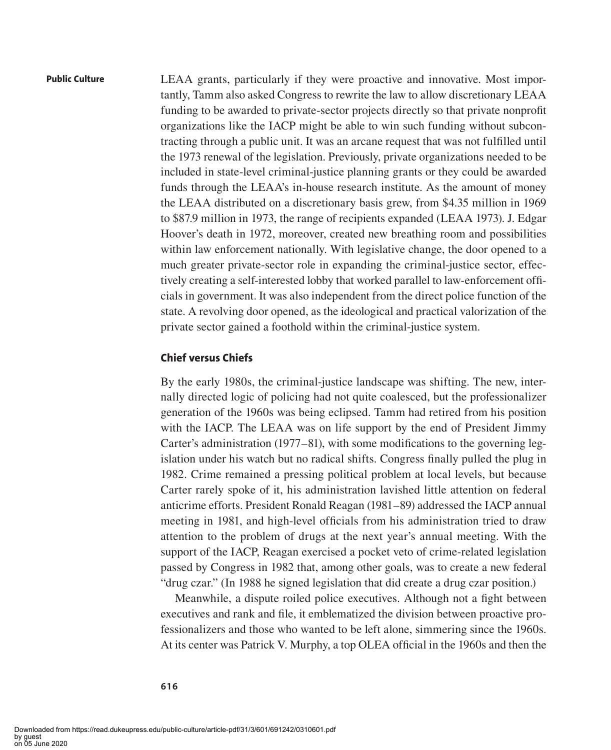LEAA grants, particularly if they were proactive and innovative. Most importantly, Tamm also asked Congress to rewrite the law to allow discretionary LEAA funding to be awarded to private-sector projects directly so that private nonprofit organizations like the IACP might be able to win such funding without subcontracting through a public unit. It was an arcane request that was not fulfilled until the 1973 renewal of the legislation. Previously, private organizations needed to be included in state-level criminal-justice planning grants or they could be awarded funds through the LEAA's in-house research institute. As the amount of money the LEAA distributed on a discretionary basis grew, from $4.35 million in 1969 to $87.9 million in 1973, the range of recipients expanded (LEAA 1973). J. Edgar Hoover's death in 1972, moreover, created new breathing room and possibilities within law enforcement nationally. With legislative change, the door opened to a much greater private-sector role in expanding the criminal-justice sector, effectively creating a self-interested lobby that worked parallel to law-enforcement officials in government. It was also independent from the direct police function of the state. A revolving door opened, as the ideological and practical valorization of the private sector gained a foothold within the criminal-justice system.

## Chief versus Chiefs

By the early 1980s, the criminal-justice landscape was shifting. The new, internally directed logic of policing had not quite coalesced, but the professionalizer generation of the 1960s was being eclipsed. Tamm had retired from his position with the IACP. The LEAA was on life support by the end of President Jimmy Carter's administration (1977–81), with some modifications to the governing legislation under his watch but no radical shifts. Congress finally pulled the plug in 1982. Crime remained a pressing political problem at local levels, but because Carter rarely spoke of it, his administration lavished little attention on federal anticrime efforts. President Ronald Reagan (1981–89) addressed the IACP annual meeting in 1981, and high-level officials from his administration tried to draw attention to the problem of drugs at the next year's annual meeting. With the support of the IACP, Reagan exercised a pocket veto of crime-related legislation passed by Congress in 1982 that, among other goals, was to create a new federal "drug czar." (In 1988 he signed legislation that did create a drug czar position.)

Meanwhile, a dispute roiled police executives. Although not a fight between executives and rank and file, it emblematized the division between proactive professionalizers and those who wanted to be left alone, simmering since the 1960s. At its center was Patrick V. Murphy, a top OLEA official in the 1960s and then the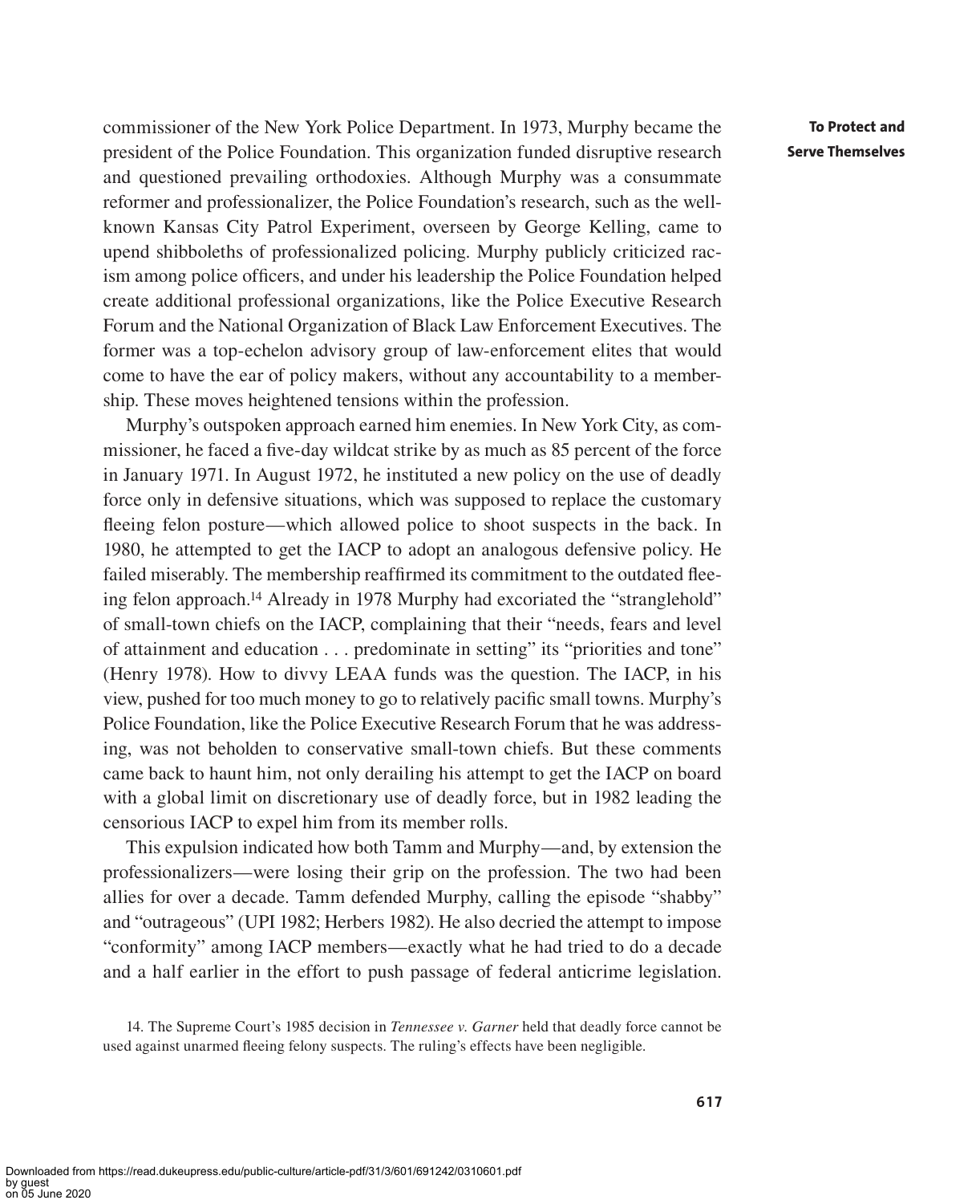commissioner of the New York Police Department. In 1973, Murphy became the president of the Police Foundation. This organization funded disruptive research and questioned prevailing orthodoxies. Although Murphy was a consummate reformer and professionalizer, the Police Foundation's research, such as the well-known Kansas City Patrol Experiment, overseen by George Kelling, came to upend shibboleths of professionalized policing. Murphy publicly criticized racism among police officers, and under his leadership the Police Foundation helped create additional professional organizations, like the Police Executive Research Forum and the National Organization of Black Law Enforcement Executives. The former was a top-echelon advisory group of law-enforcement elites that would come to have the ear of policy makers, without any accountability to a membership. These moves heightened tensions within the profession.

Murphy's outspoken approach earned him enemies. In New York City, as commissioner, he faced a five-day wildcat strike by as much as 85 percent of the force in January 1971. In August 1972, he instituted a new policy on the use of deadly force only in defensive situations, which was supposed to replace the customary fleeing felon posture—which allowed police to shoot suspects in the back. In 1980, he attempted to get the IACP to adopt an analogous defensive policy. He failed miserably. The membership reaffirmed its commitment to the outdated fleeing felon approach.[14] Already in 1978 Murphy had excoriated the "stranglehold" of small-town chiefs on the IACP, complaining that their "needs, fears and level of attainment and education . . . predominate in setting" its "priorities and tone" (Henry 1978). How to divvy LEAA funds was the question. The IACP, in his view, pushed for too much money to go to relatively pacific small towns. Murphy's Police Foundation, like the Police Executive Research Forum that he was addressing, was not beholden to conservative small-town chiefs. But these comments came back to haunt him, not only derailing his attempt to get the IACP on board with a global limit on discretionary use of deadly force, but in 1982 leading the censorious IACP to expel him from its member rolls.

This expulsion indicated how both Tamm and Murphy—and, by extension the professionalizers—were losing their grip on the profession. The two had been allies for over a decade. Tamm defended Murphy, calling the episode "shabby" and "outrageous" (UPI 1982; Herbers 1982). He also decried the attempt to impose "conformity" among IACP members—exactly what he had tried to do a decade and a half earlier in the effort to push passage of federal anticrime legislation.

14. The Supreme Court's 1985 decision in *Tennessee v. Garner* held that deadly force cannot be used against unarmed fleeing felony suspects. The ruling's effects have been negligible.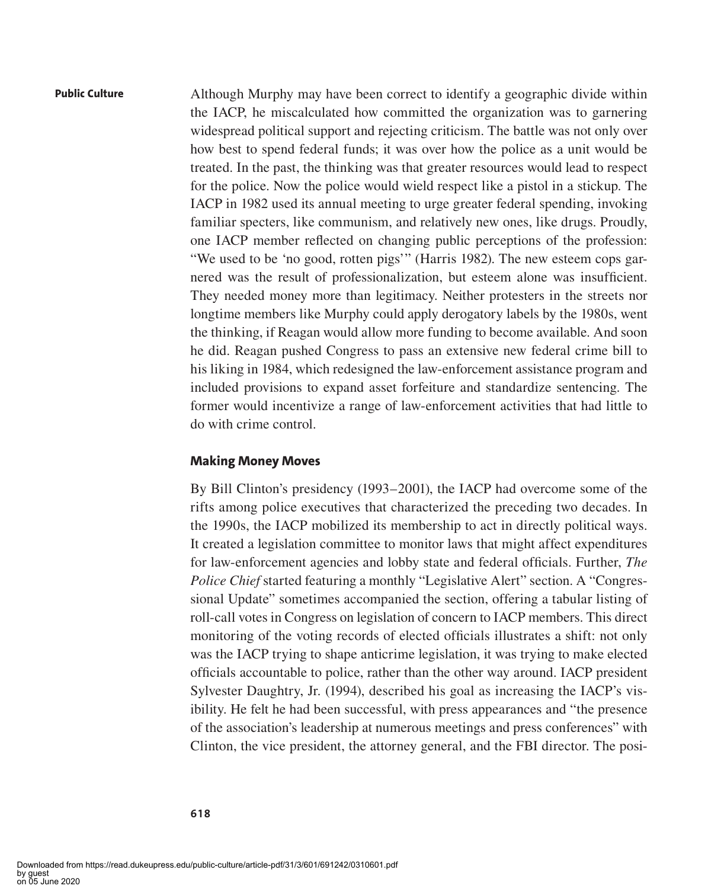Although Murphy may have been correct to identify a geographic divide within the IACP, he miscalculated how committed the organization was to garnering widespread political support and rejecting criticism. The battle was not only over how best to spend federal funds; it was over how the police as a unit would be treated. In the past, the thinking was that greater resources would lead to respect for the police. Now the police would wield respect like a pistol in a stickup. The IACP in 1982 used its annual meeting to urge greater federal spending, invoking familiar specters, like communism, and relatively new ones, like drugs. Proudly, one IACP member reflected on changing public perceptions of the profession: "We used to be 'no good, rotten pigs'" (Harris 1982). The new esteem cops garnered was the result of professionalization, but esteem alone was insufficient. They needed money more than legitimacy. Neither protesters in the streets nor longtime members like Murphy could apply derogatory labels by the 1980s, went the thinking, if Reagan would allow more funding to become available. And soon he did. Reagan pushed Congress to pass an extensive new federal crime bill to his liking in 1984, which redesigned the law-enforcement assistance program and included provisions to expand asset forfeiture and standardize sentencing. The former would incentivize a range of law-enforcement activities that had little to do with crime control.

## Making Money Moves

By Bill Clinton's presidency (1993–2001), the IACP had overcome some of the rifts among police executives that characterized the preceding two decades. In the 1990s, the IACP mobilized its membership to act in directly political ways. It created a legislation committee to monitor laws that might affect expenditures for law-enforcement agencies and lobby state and federal officials. Further, *The Police Chief* started featuring a monthly "Legislative Alert" section. A "Congressional Update" sometimes accompanied the section, offering a tabular listing of roll-call votes in Congress on legislation of concern to IACP members. This direct monitoring of the voting records of elected officials illustrates a shift: not only was the IACP trying to shape anticrime legislation, it was trying to make elected officials accountable to police, rather than the other way around. IACP president Sylvester Daughtry, Jr. (1994), described his goal as increasing the IACP's visibility. He felt he had been successful, with press appearances and "the presence of the association's leadership at numerous meetings and press conferences" with Clinton, the vice president, the attorney general, and the FBI director. The posi-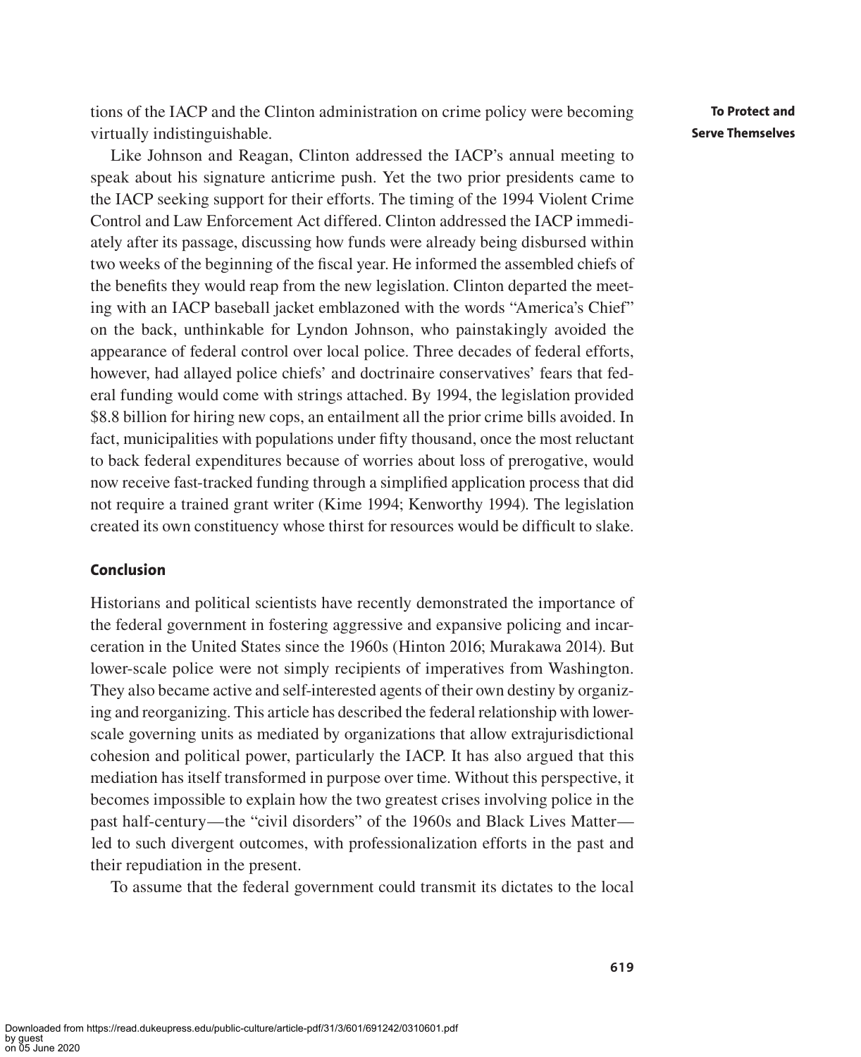tions of the IACP and the Clinton administration on crime policy were becoming virtually indistinguishable.

Like Johnson and Reagan, Clinton addressed the IACP's annual meeting to speak about his signature anticrime push. Yet the two prior presidents came to the IACP seeking support for their efforts. The timing of the 1994 Violent Crime Control and Law Enforcement Act differed. Clinton addressed the IACP immediately after its passage, discussing how funds were already being disbursed within two weeks of the beginning of the fiscal year. He informed the assembled chiefs of the benefits they would reap from the new legislation. Clinton departed the meeting with an IACP baseball jacket emblazoned with the words "America's Chief" on the back, unthinkable for Lyndon Johnson, who painstakingly avoided the appearance of federal control over local police. Three decades of federal efforts, however, had allayed police chiefs' and doctrinaire conservatives' fears that federal funding would come with strings attached. By 1994, the legislation provided \$8.8 billion for hiring new cops, an entailment all the prior crime bills avoided. In fact, municipalities with populations under fifty thousand, once the most reluctant to back federal expenditures because of worries about loss of prerogative, would now receive fast-tracked funding through a simplified application process that did not require a trained grant writer (Kime 1994; Kenworthy 1994). The legislation created its own constituency whose thirst for resources would be difficult to slake.

## Conclusion

Historians and political scientists have recently demonstrated the importance of the federal government in fostering aggressive and expansive policing and incarceration in the United States since the 1960s (Hinton 2016; Murakawa 2014). But lower-scale police were not simply recipients of imperatives from Washington. They also became active and self-interested agents of their own destiny by organizing and reorganizing. This article has described the federal relationship with lower-scale governing units as mediated by organizations that allow extrajurisdictional cohesion and political power, particularly the IACP. It has also argued that this mediation has itself transformed in purpose over time. Without this perspective, it becomes impossible to explain how the two greatest crises involving police in the past half-century—the "civil disorders" of the 1960s and Black Lives Matter—led to such divergent outcomes, with professionalization efforts in the past and their repudiation in the present.

To assume that the federal government could transmit its dictates to the local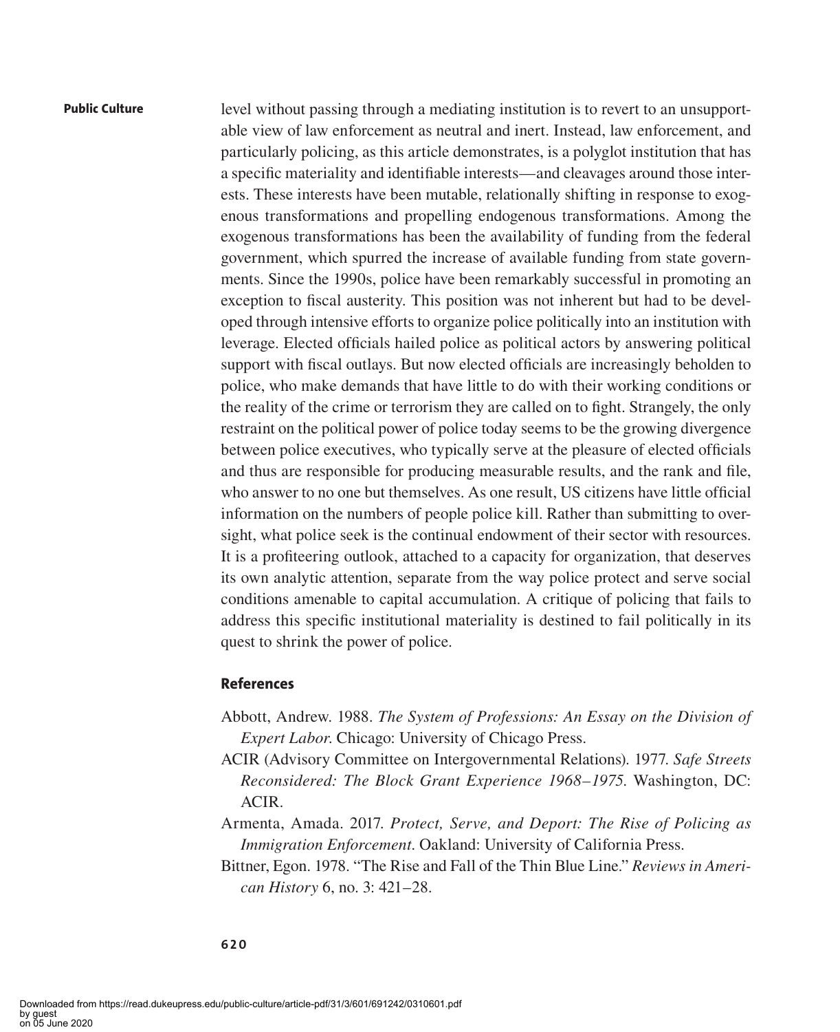level without passing through a mediating institution is to revert to an unsupportable view of law enforcement as neutral and inert. Instead, law enforcement, and particularly policing, as this article demonstrates, is a polyglot institution that has a specific materiality and identifiable interests—and cleavages around those interests. These interests have been mutable, relationally shifting in response to exogenous transformations and propelling endogenous transformations. Among the exogenous transformations has been the availability of funding from the federal government, which spurred the increase of available funding from state governments. Since the 1990s, police have been remarkably successful in promoting an exception to fiscal austerity. This position was not inherent but had to be developed through intensive efforts to organize police politically into an institution with leverage. Elected officials hailed police as political actors by answering political support with fiscal outlays. But now elected officials are increasingly beholden to police, who make demands that have little to do with their working conditions or the reality of the crime or terrorism they are called on to fight. Strangely, the only restraint on the political power of police today seems to be the growing divergence between police executives, who typically serve at the pleasure of elected officials and thus are responsible for producing measurable results, and the rank and file, who answer to no one but themselves. As one result, US citizens have little official information on the numbers of people police kill. Rather than submitting to oversight, what police seek is the continual endowment of their sector with resources. It is a profiteering outlook, attached to a capacity for organization, that deserves its own analytic attention, separate from the way police protect and serve social conditions amenable to capital accumulation. A critique of policing that fails to address this specific institutional materiality is destined to fail politically in its quest to shrink the power of police.

## References

Abbott, Andrew. 1988. *The System of Professions: An Essay on the Division of Expert Labor*. Chicago: University of Chicago Press.

ACIR (Advisory Committee on Intergovernmental Relations). 1977. *Safe Streets Reconsidered: The Block Grant Experience 1968–1975*. Washington, DC: ACIR.

Armenta, Amada. 2017. *Protect, Serve, and Deport: The Rise of Policing as Immigration Enforcement*. Oakland: University of California Press.

Bittner, Egon. 1978. "The Rise and Fall of the Thin Blue Line." *Reviews in American History* 6, no. 3: 421–28.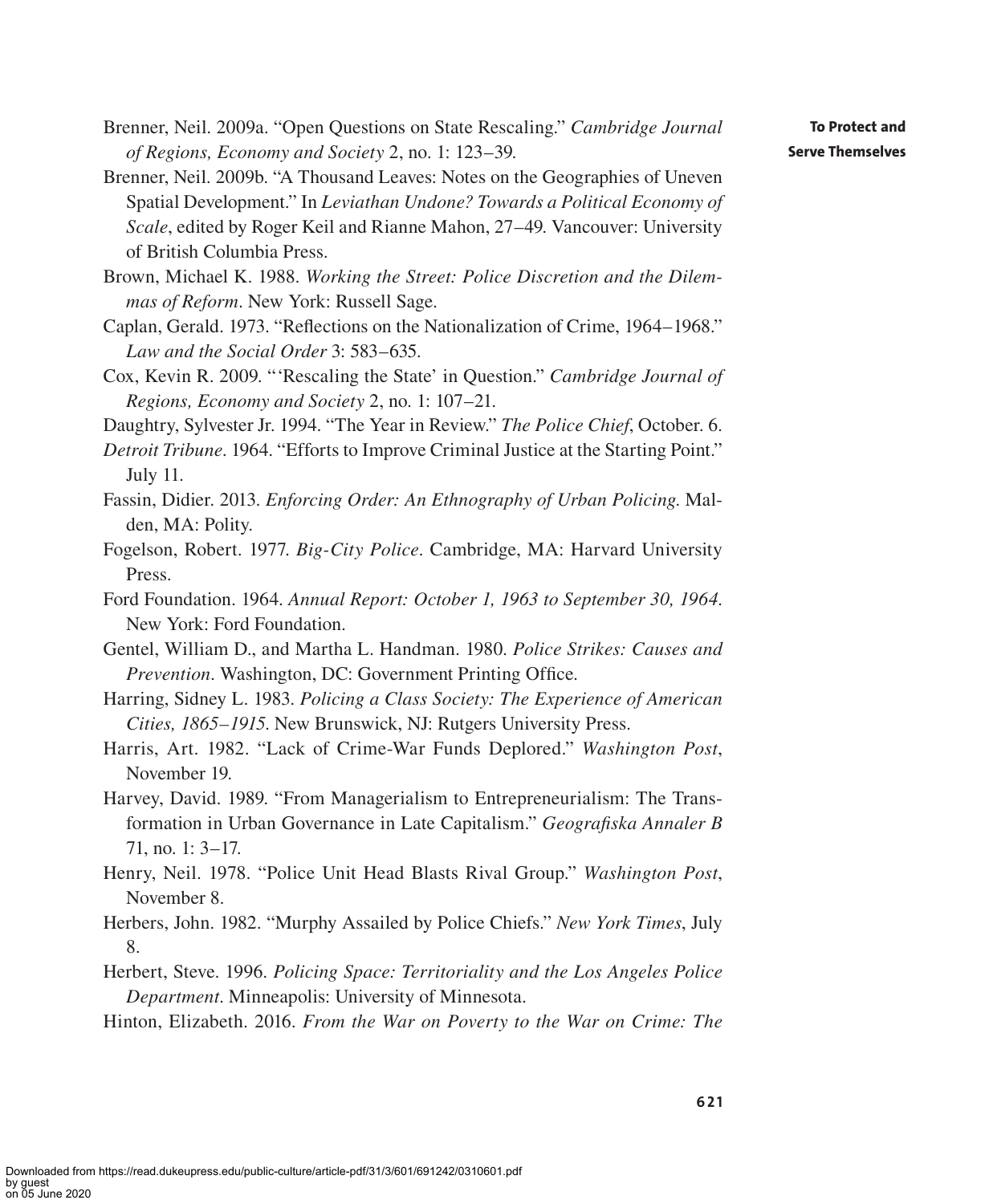Brenner, Neil. 2009a. "Open Questions on State Rescaling." *Cambridge Journal of Regions, Economy and Society* 2, no. 1: 123–39.

Brenner, Neil. 2009b. "A Thousand Leaves: Notes on the Geographies of Uneven Spatial Development." In *Leviathan Undone? Towards a Political Economy of Scale*, edited by Roger Keil and Rianne Mahon, 27–49. Vancouver: University of British Columbia Press.

Brown, Michael K. 1988. *Working the Street: Police Discretion and the Dilemmas of Reform*. New York: Russell Sage.

Caplan, Gerald. 1973. "Reflections on the Nationalization of Crime, 1964–1968." *Law and the Social Order* 3: 583–635.

Cox, Kevin R. 2009. "'Rescaling the State' in Question." *Cambridge Journal of Regions, Economy and Society* 2, no. 1: 107–21.

Daughtry, Sylvester Jr. 1994. "The Year in Review." *The Police Chief*, October. 6.

*Detroit Tribune*. 1964. "Efforts to Improve Criminal Justice at the Starting Point." July 11.

Fassin, Didier. 2013. *Enforcing Order: An Ethnography of Urban Policing*. Malden, MA: Polity.

Fogelson, Robert. 1977. *Big-City Police*. Cambridge, MA: Harvard University Press.

Ford Foundation. 1964. *Annual Report: October 1, 1963 to September 30, 1964*. New York: Ford Foundation.

Gentel, William D., and Martha L. Handman. 1980. *Police Strikes: Causes and Prevention*. Washington, DC: Government Printing Office.

Harring, Sidney L. 1983. *Policing a Class Society: The Experience of American Cities, 1865–1915*. New Brunswick, NJ: Rutgers University Press.

Harris, Art. 1982. "Lack of Crime-War Funds Deplored." *Washington Post*, November 19.

Harvey, David. 1989. "From Managerialism to Entrepreneurialism: The Transformation in Urban Governance in Late Capitalism." *Geografiska Annaler B* 71, no. 1: 3–17.

Henry, Neil. 1978. "Police Unit Head Blasts Rival Group." *Washington Post*, November 8.

Herbers, John. 1982. "Murphy Assailed by Police Chiefs." *New York Times*, July 8.

Herbert, Steve. 1996. *Policing Space: Territoriality and the Los Angeles Police Department*. Minneapolis: University of Minnesota.

Hinton, Elizabeth. 2016. *From the War on Poverty to the War on Crime: The*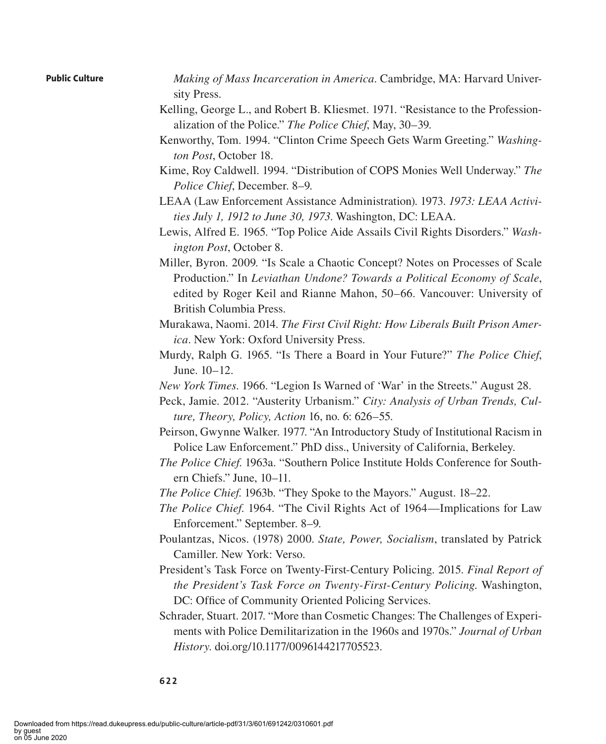*Making of Mass Incarceration in America*. Cambridge, MA: Harvard University Press.

Kelling, George L., and Robert B. Kliesmet. 1971. "Resistance to the Professionalization of the Police." *The Police Chief*, May, 30–39.

Kenworthy, Tom. 1994. "Clinton Crime Speech Gets Warm Greeting." *Washington Post*, October 18.

Kime, Roy Caldwell. 1994. "Distribution of COPS Monies Well Underway." *The Police Chief*, December. 8–9.

LEAA (Law Enforcement Assistance Administration). 1973. *1973: LEAA Activities July 1, 1912 to June 30, 1973*. Washington, DC: LEAA.

Lewis, Alfred E. 1965. "Top Police Aide Assails Civil Rights Disorders." *Washington Post*, October 8.

Miller, Byron. 2009. "Is Scale a Chaotic Concept? Notes on Processes of Scale Production." In *Leviathan Undone? Towards a Political Economy of Scale*, edited by Roger Keil and Rianne Mahon, 50–66. Vancouver: University of British Columbia Press.

Murakawa, Naomi. 2014. *The First Civil Right: How Liberals Built Prison America*. New York: Oxford University Press.

Murdy, Ralph G. 1965. "Is There a Board in Your Future?" *The Police Chief*, June. 10–12.

*New York Times*. 1966. "Legion Is Warned of 'War' in the Streets." August 28.

Peck, Jamie. 2012. "Austerity Urbanism." *City: Analysis of Urban Trends, Culture, Theory, Policy, Action* 16, no. 6: 626–55.

Peirson, Gwynne Walker. 1977. "An Introductory Study of Institutional Racism in Police Law Enforcement." PhD diss., University of California, Berkeley.

*The Police Chief*. 1963a. "Southern Police Institute Holds Conference for Southern Chiefs." June, 10–11.

*The Police Chief*. 1963b. "They Spoke to the Mayors." August. 18–22.

*The Police Chief*. 1964. "The Civil Rights Act of 1964—Implications for Law Enforcement." September. 8–9.

Poulantzas, Nicos. (1978) 2000. *State, Power, Socialism*, translated by Patrick Camiller. New York: Verso.

President's Task Force on Twenty-First-Century Policing. 2015. *Final Report of the President's Task Force on Twenty-First-Century Policing*. Washington, DC: Office of Community Oriented Policing Services.

Schrader, Stuart. 2017. "More than Cosmetic Changes: The Challenges of Experiments with Police Demilitarization in the 1960s and 1970s." *Journal of Urban History*. doi.org/10.1177/0096144217705523.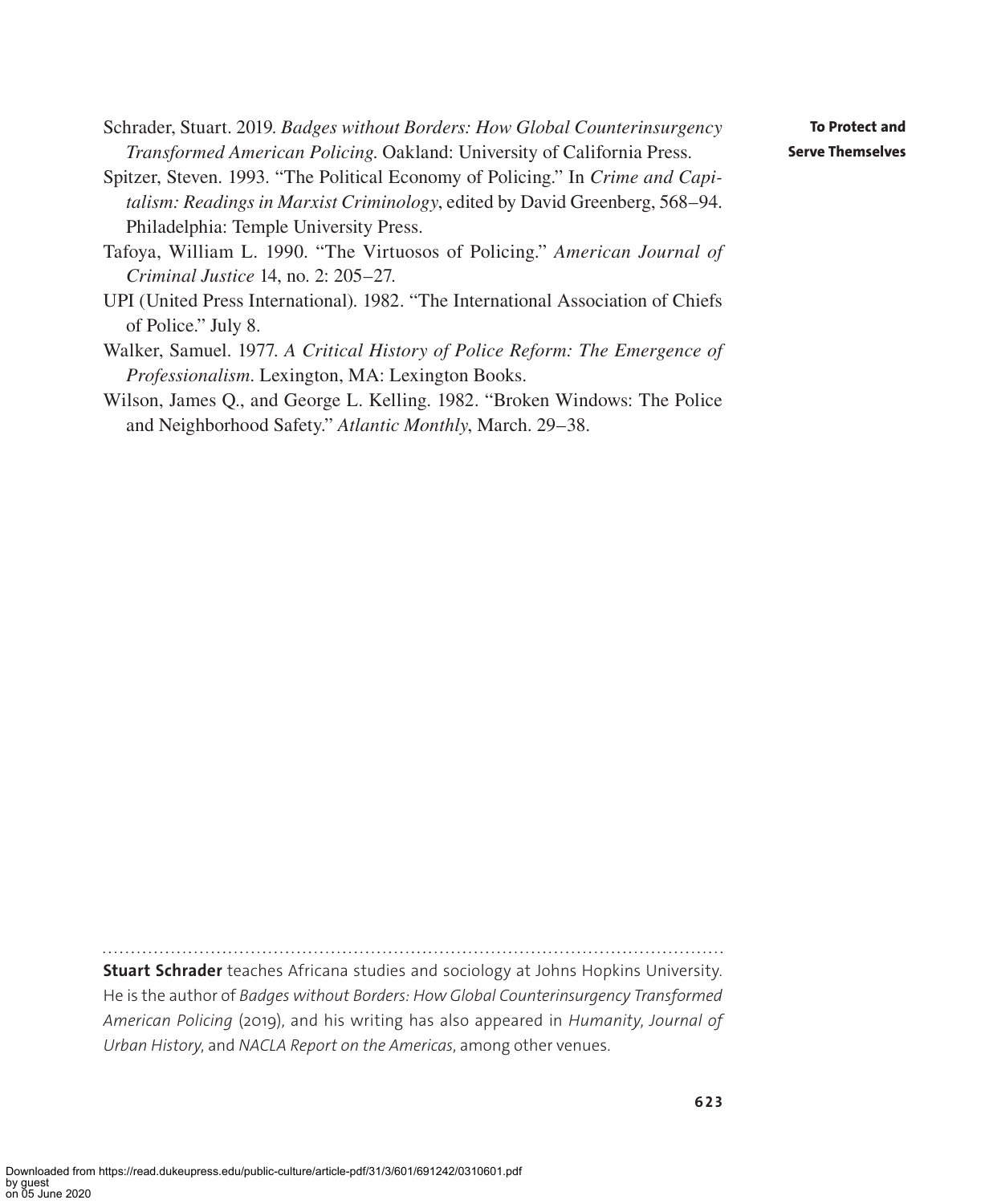Schrader, Stuart. 2019. *Badges without Borders: How Global Counterinsurgency Transformed American Policing*. Oakland: University of California Press.

Spitzer, Steven. 1993. "The Political Economy of Policing." In *Crime and Capitalism: Readings in Marxist Criminology*, edited by David Greenberg, 568–94. Philadelphia: Temple University Press.

Tafoya, William L. 1990. "The Virtuosos of Policing." *American Journal of Criminal Justice* 14, no. 2: 205–27.

UPI (United Press International). 1982. "The International Association of Chiefs of Police." July 8.

Walker, Samuel. 1977. *A Critical History of Police Reform: The Emergence of Professionalism*. Lexington, MA: Lexington Books.

Wilson, James Q., and George L. Kelling. 1982. "Broken Windows: The Police and Neighborhood Safety." *Atlantic Monthly*, March. 29–38.

---

**Stuart Schrader** teaches Africana studies and sociology at Johns Hopkins University. He is the author of *Badges without Borders: How Global Counterinsurgency Transformed American Policing* (2019), and his writing has also appeared in *Humanity*, *Journal of Urban History*, and *NACLA Report on the Americas*, among other venues.